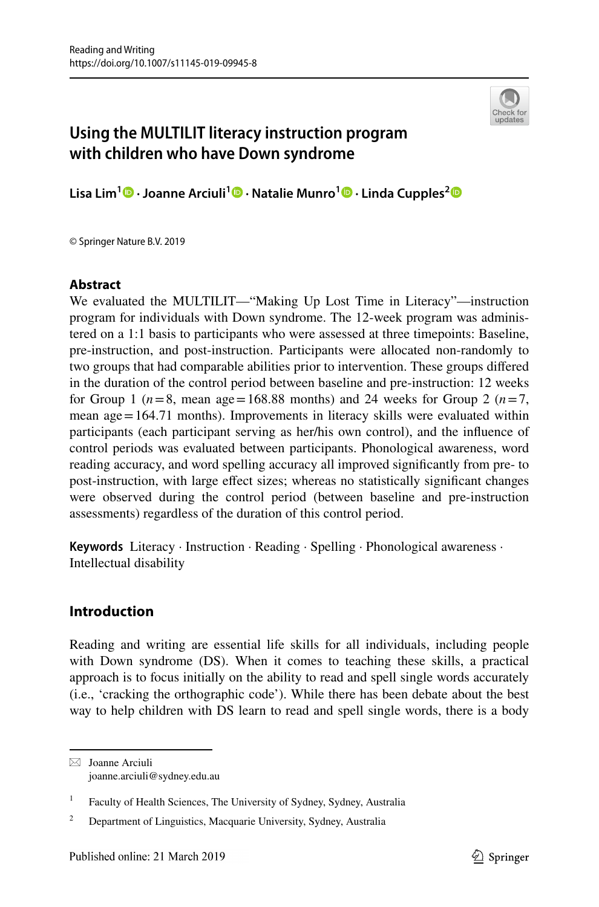# Using the MULTILIT literacy instruction program with children who have Down syndrome

**Lisa Lim[1] · Joanne Arciuli[1] · Natalie Munro[1] · Linda Cupples[2]**

© Springer Nature B.V. 2019

## Abstract

We evaluated the MULTILIT—"Making Up Lost Time in Literacy"—instruction program for individuals with Down syndrome. The 12-week program was administered on a 1:1 basis to participants who were assessed at three timepoints: Baseline, pre-instruction, and post-instruction. Participants were allocated non-randomly to two groups that had comparable abilities prior to intervention. These groups differed in the duration of the control period between baseline and pre-instruction: 12 weeks for Group 1 ($n=8$, mean age = 168.88 months) and 24 weeks for Group 2 ($n=7$, mean age = 164.71 months). Improvements in literacy skills were evaluated within participants (each participant serving as her/his own control), and the influence of control periods was evaluated between participants. Phonological awareness, word reading accuracy, and word spelling accuracy all improved significantly from pre- to post-instruction, with large effect sizes; whereas no statistically significant changes were observed during the control period (between baseline and pre-instruction assessments) regardless of the duration of this control period.

**Keywords** Literacy · Instruction · Reading · Spelling · Phonological awareness · Intellectual disability

## Introduction

Reading and writing are essential life skills for all individuals, including people with Down syndrome (DS). When it comes to teaching these skills, a practical approach is to focus initially on the ability to read and spell single words accurately (i.e., 'cracking the orthographic code'). While there has been debate about the best way to help children with DS learn to read and spell single words, there is a body

---

✉ Joanne Arciuli
joanne.arciuli@sydney.edu.au

[1] Faculty of Health Sciences, The University of Sydney, Sydney, Australia

[2] Department of Linguistics, Macquarie University, Sydney, Australia

Published online: 21 March 2019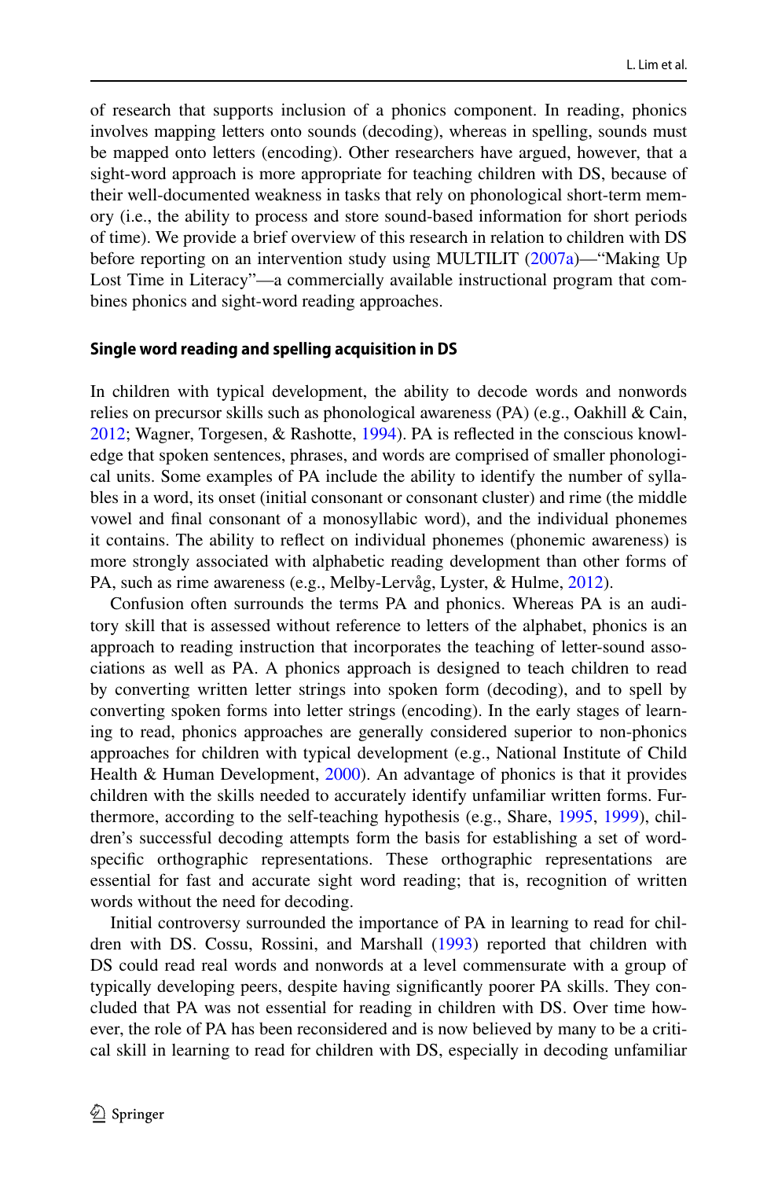of research that supports inclusion of a phonics component. In reading, phonics involves mapping letters onto sounds (decoding), whereas in spelling, sounds must be mapped onto letters (encoding). Other researchers have argued, however, that a sight-word approach is more appropriate for teaching children with DS, because of their well-documented weakness in tasks that rely on phonological short-term memory (i.e., the ability to process and store sound-based information for short periods of time). We provide a brief overview of this research in relation to children with DS before reporting on an intervention study using MULTILIT (2007a)—"Making Up Lost Time in Literacy"—a commercially available instructional program that combines phonics and sight-word reading approaches.

### Single word reading and spelling acquisition in DS

In children with typical development, the ability to decode words and nonwords relies on precursor skills such as phonological awareness (PA) (e.g., Oakhill & Cain, 2012; Wagner, Torgesen, & Rashotte, 1994). PA is reflected in the conscious knowledge that spoken sentences, phrases, and words are comprised of smaller phonological units. Some examples of PA include the ability to identify the number of syllables in a word, its onset (initial consonant or consonant cluster) and rime (the middle vowel and final consonant of a monosyllabic word), and the individual phonemes it contains. The ability to reflect on individual phonemes (phonemic awareness) is more strongly associated with alphabetic reading development than other forms of PA, such as rime awareness (e.g., Melby-Lervåg, Lyster, & Hulme, 2012).

Confusion often surrounds the terms PA and phonics. Whereas PA is an auditory skill that is assessed without reference to letters of the alphabet, phonics is an approach to reading instruction that incorporates the teaching of letter-sound associations as well as PA. A phonics approach is designed to teach children to read by converting written letter strings into spoken form (decoding), and to spell by converting spoken forms into letter strings (encoding). In the early stages of learning to read, phonics approaches are generally considered superior to non-phonics approaches for children with typical development (e.g., National Institute of Child Health & Human Development, 2000). An advantage of phonics is that it provides children with the skills needed to accurately identify unfamiliar written forms. Furthermore, according to the self-teaching hypothesis (e.g., Share, 1995, 1999), children's successful decoding attempts form the basis for establishing a set of word-specific orthographic representations. These orthographic representations are essential for fast and accurate sight word reading; that is, recognition of written words without the need for decoding.

Initial controversy surrounded the importance of PA in learning to read for children with DS. Cossu, Rossini, and Marshall (1993) reported that children with DS could read real words and nonwords at a level commensurate with a group of typically developing peers, despite having significantly poorer PA skills. They concluded that PA was not essential for reading in children with DS. Over time however, the role of PA has been reconsidered and is now believed by many to be a critical skill in learning to read for children with DS, especially in decoding unfamiliar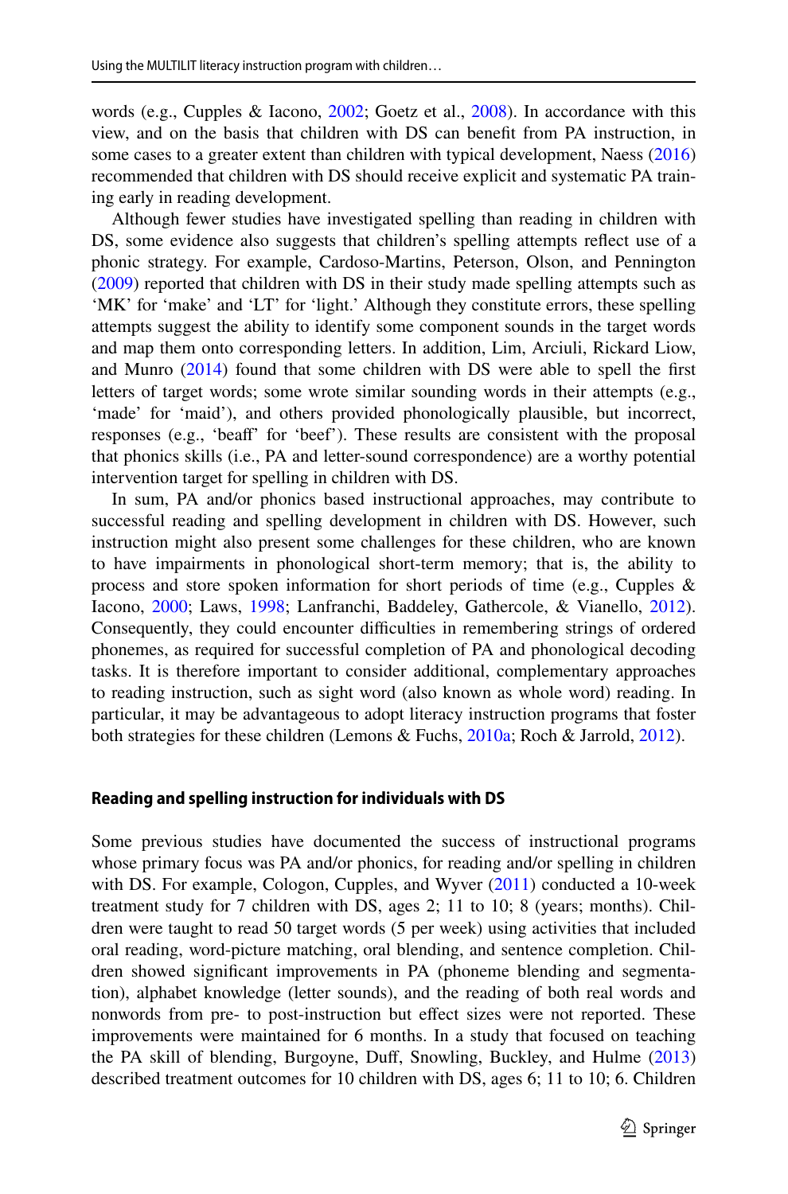words (e.g., Cupples & Iacono, 2002; Goetz et al., 2008). In accordance with this view, and on the basis that children with DS can benefit from PA instruction, in some cases to a greater extent than children with typical development, Naess (2016) recommended that children with DS should receive explicit and systematic PA training early in reading development.

Although fewer studies have investigated spelling than reading in children with DS, some evidence also suggests that children's spelling attempts reflect use of a phonic strategy. For example, Cardoso-Martins, Peterson, Olson, and Pennington (2009) reported that children with DS in their study made spelling attempts such as 'MK' for 'make' and 'LT' for 'light.' Although they constitute errors, these spelling attempts suggest the ability to identify some component sounds in the target words and map them onto corresponding letters. In addition, Lim, Arciuli, Rickard Liow, and Munro (2014) found that some children with DS were able to spell the first letters of target words; some wrote similar sounding words in their attempts (e.g., 'made' for 'maid'), and others provided phonologically plausible, but incorrect, responses (e.g., 'beaff' for 'beef'). These results are consistent with the proposal that phonics skills (i.e., PA and letter-sound correspondence) are a worthy potential intervention target for spelling in children with DS.

In sum, PA and/or phonics based instructional approaches, may contribute to successful reading and spelling development in children with DS. However, such instruction might also present some challenges for these children, who are known to have impairments in phonological short-term memory; that is, the ability to process and store spoken information for short periods of time (e.g., Cupples & Iacono, 2000; Laws, 1998; Lanfranchi, Baddeley, Gathercole, & Vianello, 2012). Consequently, they could encounter difficulties in remembering strings of ordered phonemes, as required for successful completion of PA and phonological decoding tasks. It is therefore important to consider additional, complementary approaches to reading instruction, such as sight word (also known as whole word) reading. In particular, it may be advantageous to adopt literacy instruction programs that foster both strategies for these children (Lemons & Fuchs, 2010a; Roch & Jarrold, 2012).

## Reading and spelling instruction for individuals with DS

Some previous studies have documented the success of instructional programs whose primary focus was PA and/or phonics, for reading and/or spelling in children with DS. For example, Cologon, Cupples, and Wyver (2011) conducted a 10-week treatment study for 7 children with DS, ages 2; 11 to 10; 8 (years; months). Children were taught to read 50 target words (5 per week) using activities that included oral reading, word-picture matching, oral blending, and sentence completion. Children showed significant improvements in PA (phoneme blending and segmentation), alphabet knowledge (letter sounds), and the reading of both real words and nonwords from pre- to post-instruction but effect sizes were not reported. These improvements were maintained for 6 months. In a study that focused on teaching the PA skill of blending, Burgoyne, Duff, Snowling, Buckley, and Hulme (2013) described treatment outcomes for 10 children with DS, ages 6; 11 to 10; 6. Children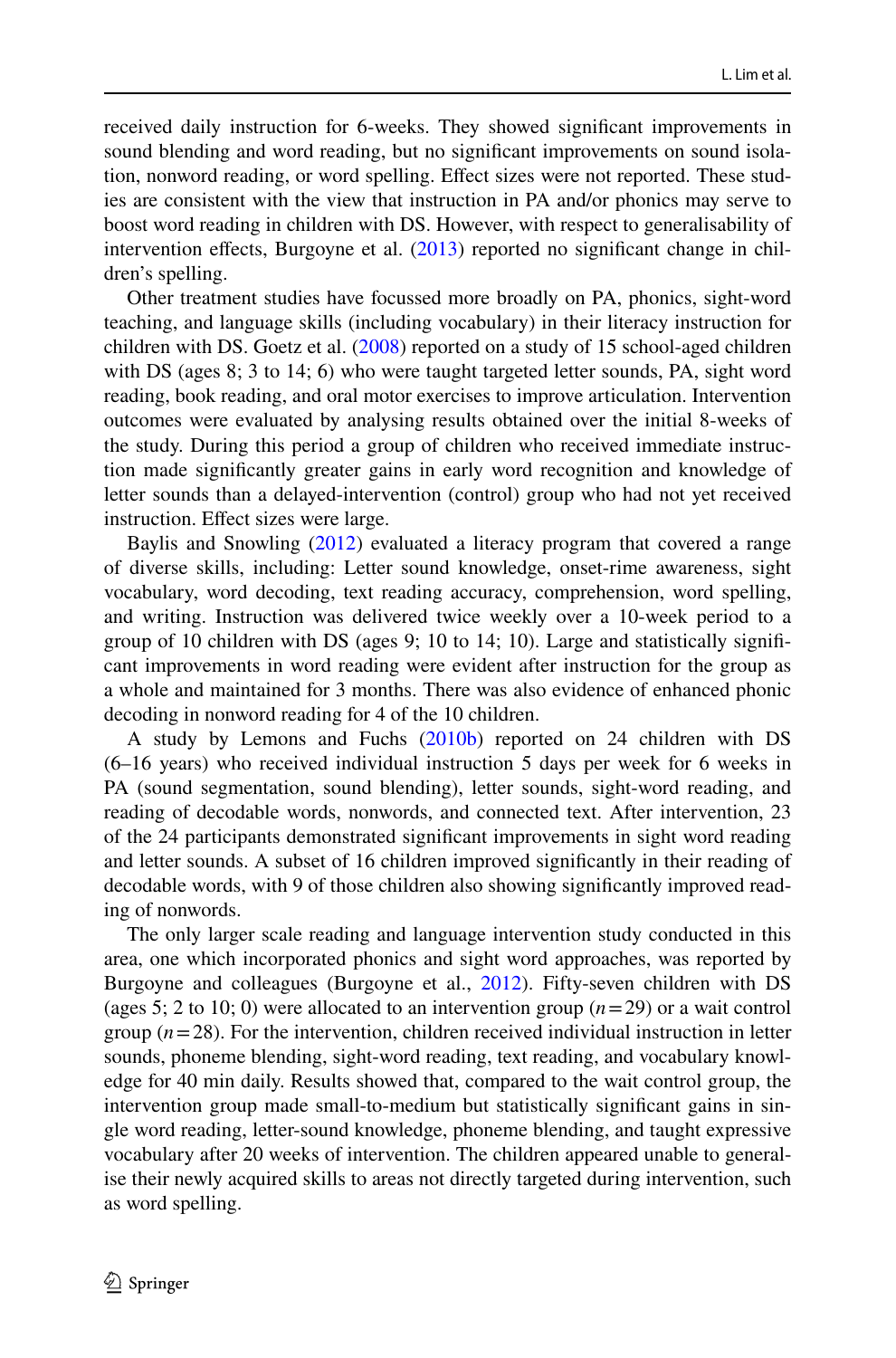received daily instruction for 6-weeks. They showed significant improvements in sound blending and word reading, but no significant improvements on sound isolation, nonword reading, or word spelling. Effect sizes were not reported. These studies are consistent with the view that instruction in PA and/or phonics may serve to boost word reading in children with DS. However, with respect to generalisability of intervention effects, Burgoyne et al. (2013) reported no significant change in children's spelling.

Other treatment studies have focussed more broadly on PA, phonics, sight-word teaching, and language skills (including vocabulary) in their literacy instruction for children with DS. Goetz et al. (2008) reported on a study of 15 school-aged children with DS (ages 8; 3 to 14; 6) who were taught targeted letter sounds, PA, sight word reading, book reading, and oral motor exercises to improve articulation. Intervention outcomes were evaluated by analysing results obtained over the initial 8-weeks of the study. During this period a group of children who received immediate instruction made significantly greater gains in early word recognition and knowledge of letter sounds than a delayed-intervention (control) group who had not yet received instruction. Effect sizes were large.

Baylis and Snowling (2012) evaluated a literacy program that covered a range of diverse skills, including: Letter sound knowledge, onset-rime awareness, sight vocabulary, word decoding, text reading accuracy, comprehension, word spelling, and writing. Instruction was delivered twice weekly over a 10-week period to a group of 10 children with DS (ages 9; 10 to 14; 10). Large and statistically significant improvements in word reading were evident after instruction for the group as a whole and maintained for 3 months. There was also evidence of enhanced phonic decoding in nonword reading for 4 of the 10 children.

A study by Lemons and Fuchs (2010b) reported on 24 children with DS (6–16 years) who received individual instruction 5 days per week for 6 weeks in PA (sound segmentation, sound blending), letter sounds, sight-word reading, and reading of decodable words, nonwords, and connected text. After intervention, 23 of the 24 participants demonstrated significant improvements in sight word reading and letter sounds. A subset of 16 children improved significantly in their reading of decodable words, with 9 of those children also showing significantly improved reading of nonwords.

The only larger scale reading and language intervention study conducted in this area, one which incorporated phonics and sight word approaches, was reported by Burgoyne and colleagues (Burgoyne et al., 2012). Fifty-seven children with DS (ages 5; 2 to 10; 0) were allocated to an intervention group ($n = 29$) or a wait control group ($n = 28$). For the intervention, children received individual instruction in letter sounds, phoneme blending, sight-word reading, text reading, and vocabulary knowledge for 40 min daily. Results showed that, compared to the wait control group, the intervention group made small-to-medium but statistically significant gains in single word reading, letter-sound knowledge, phoneme blending, and taught expressive vocabulary after 20 weeks of intervention. The children appeared unable to generalise their newly acquired skills to areas not directly targeted during intervention, such as word spelling.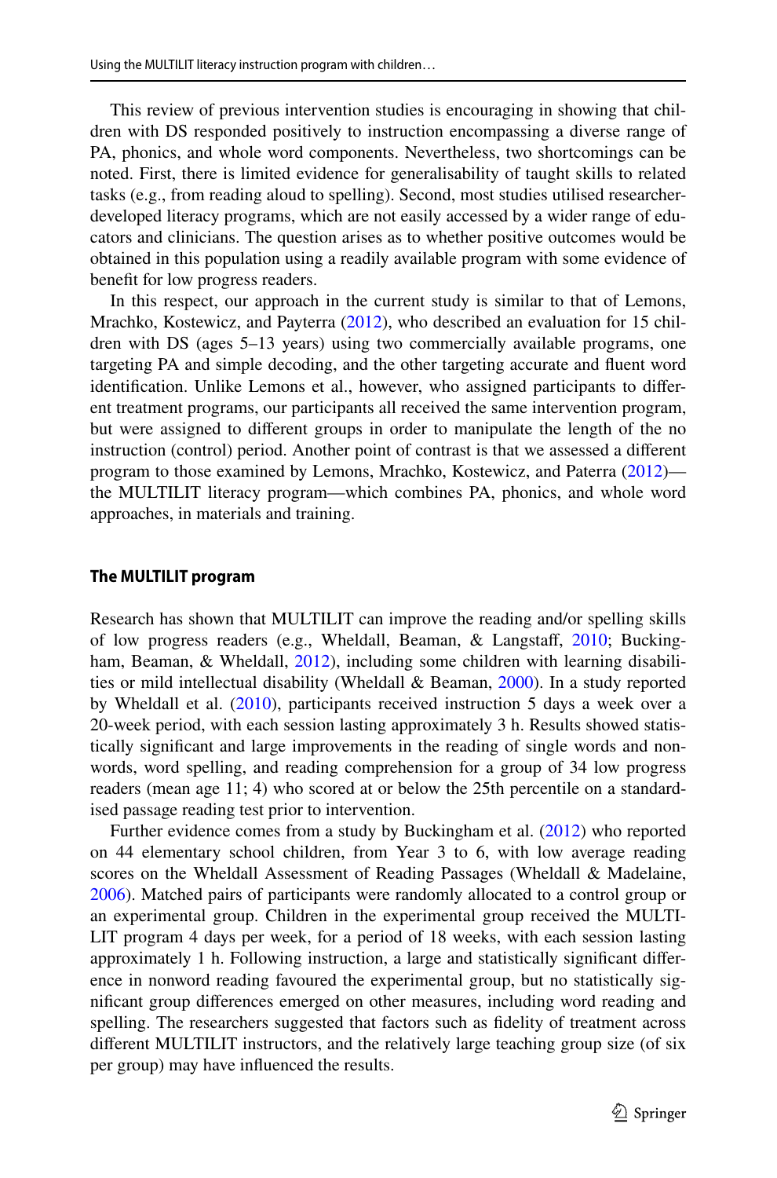This review of previous intervention studies is encouraging in showing that children with DS responded positively to instruction encompassing a diverse range of PA, phonics, and whole word components. Nevertheless, two shortcomings can be noted. First, there is limited evidence for generalisability of taught skills to related tasks (e.g., from reading aloud to spelling). Second, most studies utilised researcher-developed literacy programs, which are not easily accessed by a wider range of educators and clinicians. The question arises as to whether positive outcomes would be obtained in this population using a readily available program with some evidence of benefit for low progress readers.

In this respect, our approach in the current study is similar to that of Lemons, Mrachko, Kostewicz, and Payterra (2012), who described an evaluation for 15 children with DS (ages 5–13 years) using two commercially available programs, one targeting PA and simple decoding, and the other targeting accurate and fluent word identification. Unlike Lemons et al., however, who assigned participants to different treatment programs, our participants all received the same intervention program, but were assigned to different groups in order to manipulate the length of the no instruction (control) period. Another point of contrast is that we assessed a different program to those examined by Lemons, Mrachko, Kostewicz, and Paterra (2012)—the MULTILIT literacy program—which combines PA, phonics, and whole word approaches, in materials and training.

### The MULTILIT program

Research has shown that MULTILIT can improve the reading and/or spelling skills of low progress readers (e.g., Wheldall, Beaman, & Langstaff, 2010; Buckingham, Beaman, & Wheldall, 2012), including some children with learning disabilities or mild intellectual disability (Wheldall & Beaman, 2000). In a study reported by Wheldall et al. (2010), participants received instruction 5 days a week over a 20-week period, with each session lasting approximately 3 h. Results showed statistically significant and large improvements in the reading of single words and nonwords, word spelling, and reading comprehension for a group of 34 low progress readers (mean age 11; 4) who scored at or below the 25th percentile on a standardised passage reading test prior to intervention.

Further evidence comes from a study by Buckingham et al. (2012) who reported on 44 elementary school children, from Year 3 to 6, with low average reading scores on the Wheldall Assessment of Reading Passages (Wheldall & Madelaine, 2006). Matched pairs of participants were randomly allocated to a control group or an experimental group. Children in the experimental group received the MULTILIT program 4 days per week, for a period of 18 weeks, with each session lasting approximately 1 h. Following instruction, a large and statistically significant difference in nonword reading favoured the experimental group, but no statistically significant group differences emerged on other measures, including word reading and spelling. The researchers suggested that factors such as fidelity of treatment across different MULTILIT instructors, and the relatively large teaching group size (of six per group) may have influenced the results.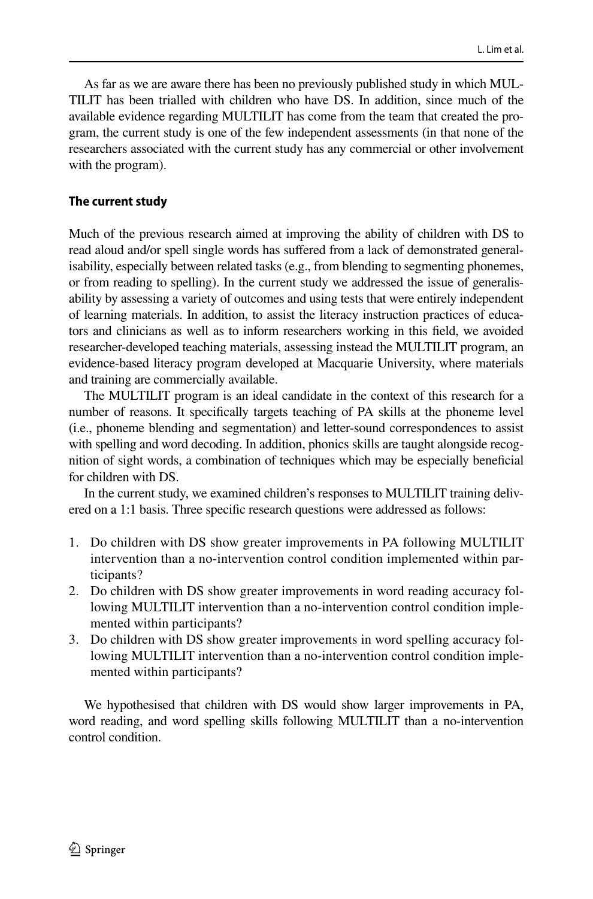As far as we are aware there has been no previously published study in which MULTILIT has been trialled with children who have DS. In addition, since much of the available evidence regarding MULTILIT has come from the team that created the program, the current study is one of the few independent assessments (in that none of the researchers associated with the current study has any commercial or other involvement with the program).

### The current study

Much of the previous research aimed at improving the ability of children with DS to read aloud and/or spell single words has suffered from a lack of demonstrated generalisability, especially between related tasks (e.g., from blending to segmenting phonemes, or from reading to spelling). In the current study we addressed the issue of generalisability by assessing a variety of outcomes and using tests that were entirely independent of learning materials. In addition, to assist the literacy instruction practices of educators and clinicians as well as to inform researchers working in this field, we avoided researcher-developed teaching materials, assessing instead the MULTILIT program, an evidence-based literacy program developed at Macquarie University, where materials and training are commercially available.

The MULTILIT program is an ideal candidate in the context of this research for a number of reasons. It specifically targets teaching of PA skills at the phoneme level (i.e., phoneme blending and segmentation) and letter-sound correspondences to assist with spelling and word decoding. In addition, phonics skills are taught alongside recognition of sight words, a combination of techniques which may be especially beneficial for children with DS.

In the current study, we examined children's responses to MULTILIT training delivered on a 1:1 basis. Three specific research questions were addressed as follows:

1. Do children with DS show greater improvements in PA following MULTILIT intervention than a no-intervention control condition implemented within participants?
2. Do children with DS show greater improvements in word reading accuracy following MULTILIT intervention than a no-intervention control condition implemented within participants?
3. Do children with DS show greater improvements in word spelling accuracy following MULTILIT intervention than a no-intervention control condition implemented within participants?

We hypothesised that children with DS would show larger improvements in PA, word reading, and word spelling skills following MULTILIT than a no-intervention control condition.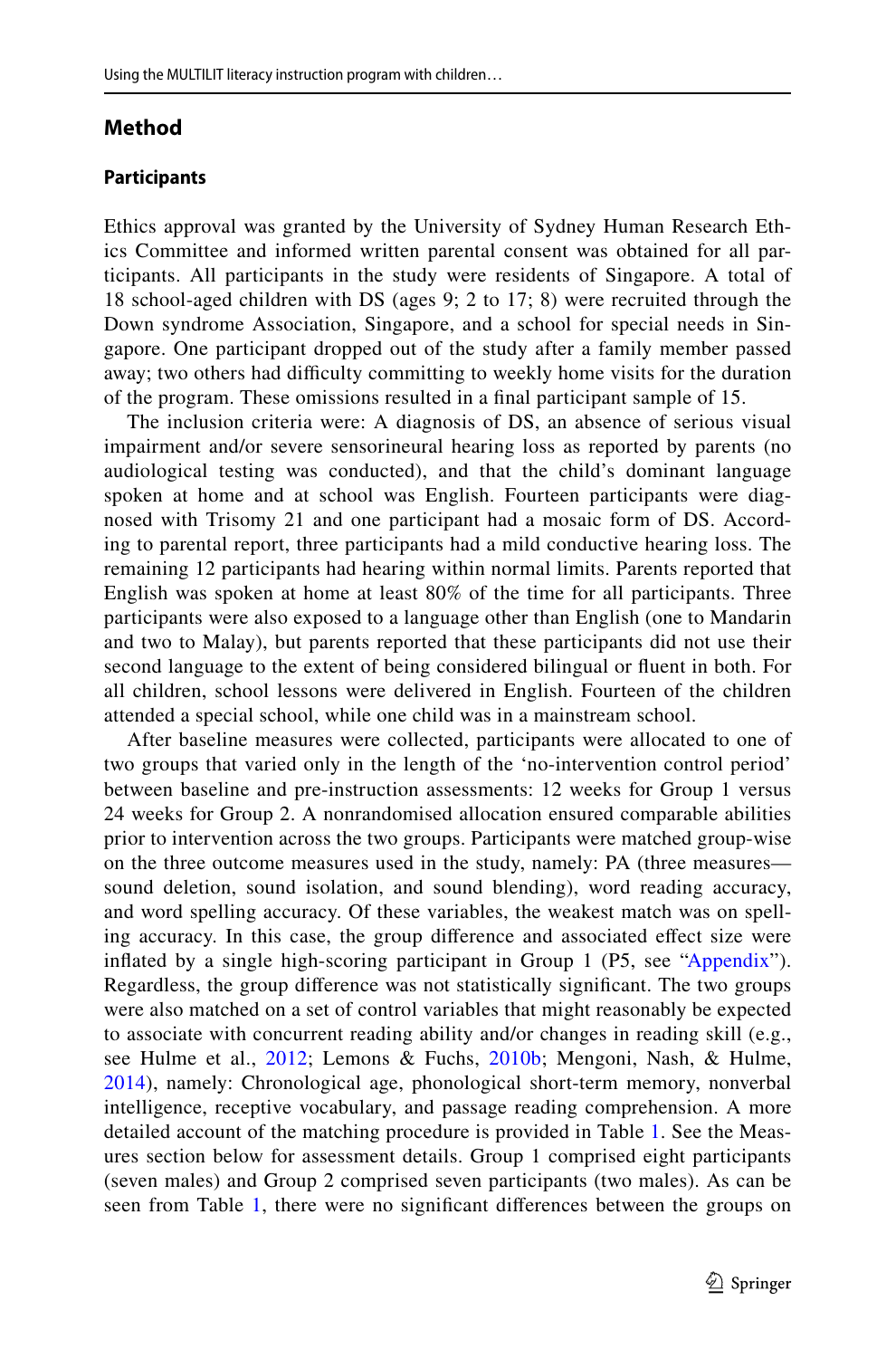## Method

### Participants

Ethics approval was granted by the University of Sydney Human Research Ethics Committee and informed written parental consent was obtained for all participants. All participants in the study were residents of Singapore. A total of 18 school-aged children with DS (ages 9; 2 to 17; 8) were recruited through the Down syndrome Association, Singapore, and a school for special needs in Singapore. One participant dropped out of the study after a family member passed away; two others had difficulty committing to weekly home visits for the duration of the program. These omissions resulted in a final participant sample of 15.

The inclusion criteria were: A diagnosis of DS, an absence of serious visual impairment and/or severe sensorineural hearing loss as reported by parents (no audiological testing was conducted), and that the child's dominant language spoken at home and at school was English. Fourteen participants were diagnosed with Trisomy 21 and one participant had a mosaic form of DS. According to parental report, three participants had a mild conductive hearing loss. The remaining 12 participants had hearing within normal limits. Parents reported that English was spoken at home at least 80% of the time for all participants. Three participants were also exposed to a language other than English (one to Mandarin and two to Malay), but parents reported that these participants did not use their second language to the extent of being considered bilingual or fluent in both. For all children, school lessons were delivered in English. Fourteen of the children attended a special school, while one child was in a mainstream school.

After baseline measures were collected, participants were allocated to one of two groups that varied only in the length of the 'no-intervention control period' between baseline and pre-instruction assessments: 12 weeks for Group 1 versus 24 weeks for Group 2. A nonrandomised allocation ensured comparable abilities prior to intervention across the two groups. Participants were matched group-wise on the three outcome measures used in the study, namely: PA (three measures—sound deletion, sound isolation, and sound blending), word reading accuracy, and word spelling accuracy. Of these variables, the weakest match was on spelling accuracy. In this case, the group difference and associated effect size were inflated by a single high-scoring participant in Group 1 (P5, see "Appendix"). Regardless, the group difference was not statistically significant. The two groups were also matched on a set of control variables that might reasonably be expected to associate with concurrent reading ability and/or changes in reading skill (e.g., see Hulme et al., 2012; Lemons & Fuchs, 2010b; Mengoni, Nash, & Hulme, 2014), namely: Chronological age, phonological short-term memory, nonverbal intelligence, receptive vocabulary, and passage reading comprehension. A more detailed account of the matching procedure is provided in Table 1. See the Measures section below for assessment details. Group 1 comprised eight participants (seven males) and Group 2 comprised seven participants (two males). As can be seen from Table 1, there were no significant differences between the groups on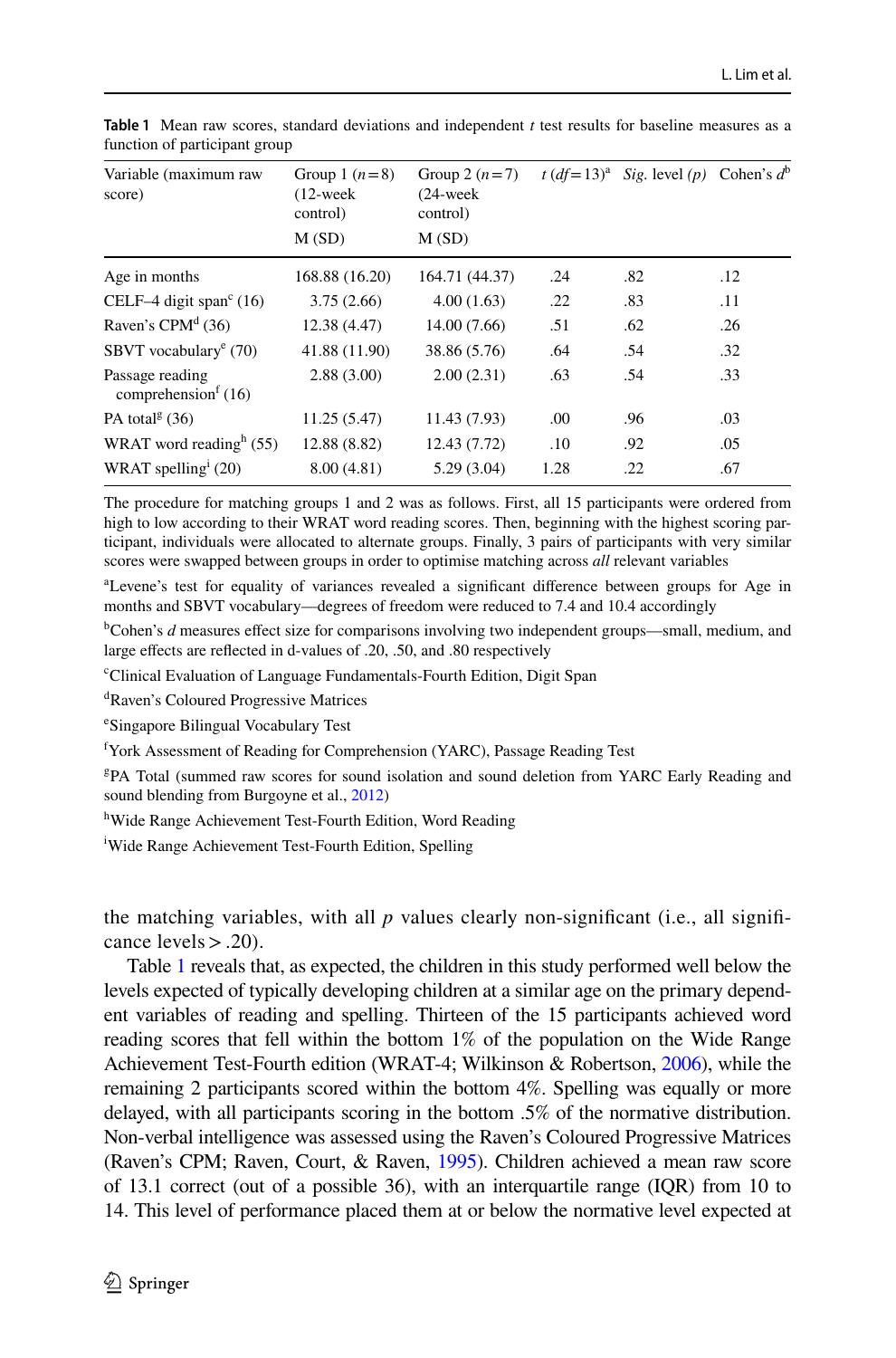**Table 1** Mean raw scores, standard deviations and independent *t* test results for baseline measures as a function of participant group

| Variable (maximum raw score) | Group 1 ($n=8$) (12-week control) M (SD) | Group 2 ($n=7$) (24-week control) M (SD) | $t$ ($df=13$)[a] | *Sig.* level ($p$) | Cohen's $d$[b] |
|---|---|---|---|---|---|
| Age in months | 168.88 (16.20) | 164.71 (44.37) | .24 | .82 | .12 |
| CELF–4 digit span[c] (16) | 3.75 (2.66) | 4.00 (1.63) | .22 | .83 | .11 |
| Raven's CPM[d] (36) | 12.38 (4.47) | 14.00 (7.66) | .51 | .62 | .26 |
| SBVT vocabulary[e] (70) | 41.88 (11.90) | 38.86 (5.76) | .64 | .54 | .32 |
| Passage reading comprehension[f] (16) | 2.88 (3.00) | 2.00 (2.31) | .63 | .54 | .33 |
| PA total[g] (36) | 11.25 (5.47) | 11.43 (7.93) | .00 | .96 | .03 |
| WRAT word reading[h] (55) | 12.88 (8.82) | 12.43 (7.72) | .10 | .92 | .05 |
| WRAT spelling[i] (20) | 8.00 (4.81) | 5.29 (3.04) | 1.28 | .22 | .67 |

The procedure for matching groups 1 and 2 was as follows. First, all 15 participants were ordered from high to low according to their WRAT word reading scores. Then, beginning with the highest scoring participant, individuals were allocated to alternate groups. Finally, 3 pairs of participants with very similar scores were swapped between groups in order to optimise matching across *all* relevant variables

[a]Levene's test for equality of variances revealed a significant difference between groups for Age in months and SBVT vocabulary—degrees of freedom were reduced to 7.4 and 10.4 accordingly

[b]Cohen's *d* measures effect size for comparisons involving two independent groups—small, medium, and large effects are reflected in d-values of .20, .50, and .80 respectively

[c]Clinical Evaluation of Language Fundamentals-Fourth Edition, Digit Span

[d]Raven's Coloured Progressive Matrices

[e]Singapore Bilingual Vocabulary Test

[f]York Assessment of Reading for Comprehension (YARC), Passage Reading Test

[g]PA Total (summed raw scores for sound isolation and sound deletion from YARC Early Reading and sound blending from Burgoyne et al., 2012)

[h]Wide Range Achievement Test-Fourth Edition, Word Reading

[i]Wide Range Achievement Test-Fourth Edition, Spelling

the matching variables, with all $p$ values clearly non-significant (i.e., all significance levels > .20).

Table 1 reveals that, as expected, the children in this study performed well below the levels expected of typically developing children at a similar age on the primary dependent variables of reading and spelling. Thirteen of the 15 participants achieved word reading scores that fell within the bottom 1% of the population on the Wide Range Achievement Test-Fourth edition (WRAT-4; Wilkinson & Robertson, 2006), while the remaining 2 participants scored within the bottom 4%. Spelling was equally or more delayed, with all participants scoring in the bottom .5% of the normative distribution. Non-verbal intelligence was assessed using the Raven's Coloured Progressive Matrices (Raven's CPM; Raven, Court, & Raven, 1995). Children achieved a mean raw score of 13.1 correct (out of a possible 36), with an interquartile range (IQR) from 10 to 14. This level of performance placed them at or below the normative level expected at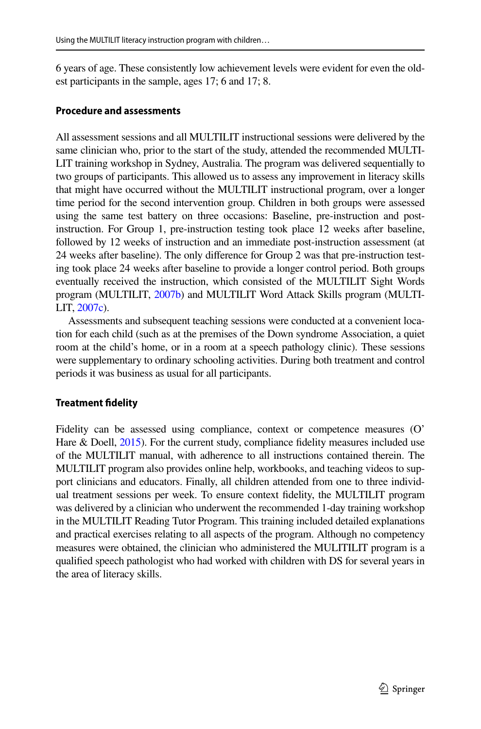6 years of age. These consistently low achievement levels were evident for even the oldest participants in the sample, ages 17; 6 and 17; 8.

### Procedure and assessments

All assessment sessions and all MULTILIT instructional sessions were delivered by the same clinician who, prior to the start of the study, attended the recommended MULTILIT training workshop in Sydney, Australia. The program was delivered sequentially to two groups of participants. This allowed us to assess any improvement in literacy skills that might have occurred without the MULTILIT instructional program, over a longer time period for the second intervention group. Children in both groups were assessed using the same test battery on three occasions: Baseline, pre-instruction and post-instruction. For Group 1, pre-instruction testing took place 12 weeks after baseline, followed by 12 weeks of instruction and an immediate post-instruction assessment (at 24 weeks after baseline). The only difference for Group 2 was that pre-instruction testing took place 24 weeks after baseline to provide a longer control period. Both groups eventually received the instruction, which consisted of the MULTILIT Sight Words program (MULTILIT, 2007b) and MULTILIT Word Attack Skills program (MULTILIT, 2007c).

Assessments and subsequent teaching sessions were conducted at a convenient location for each child (such as at the premises of the Down syndrome Association, a quiet room at the child's home, or in a room at a speech pathology clinic). These sessions were supplementary to ordinary schooling activities. During both treatment and control periods it was business as usual for all participants.

### Treatment fidelity

Fidelity can be assessed using compliance, context or competence measures (O' Hare & Doell, 2015). For the current study, compliance fidelity measures included use of the MULTILIT manual, with adherence to all instructions contained therein. The MULTILIT program also provides online help, workbooks, and teaching videos to support clinicians and educators. Finally, all children attended from one to three individual treatment sessions per week. To ensure context fidelity, the MULTILIT program was delivered by a clinician who underwent the recommended 1-day training workshop in the MULTILIT Reading Tutor Program. This training included detailed explanations and practical exercises relating to all aspects of the program. Although no competency measures were obtained, the clinician who administered the MULITILIT program is a qualified speech pathologist who had worked with children with DS for several years in the area of literacy skills.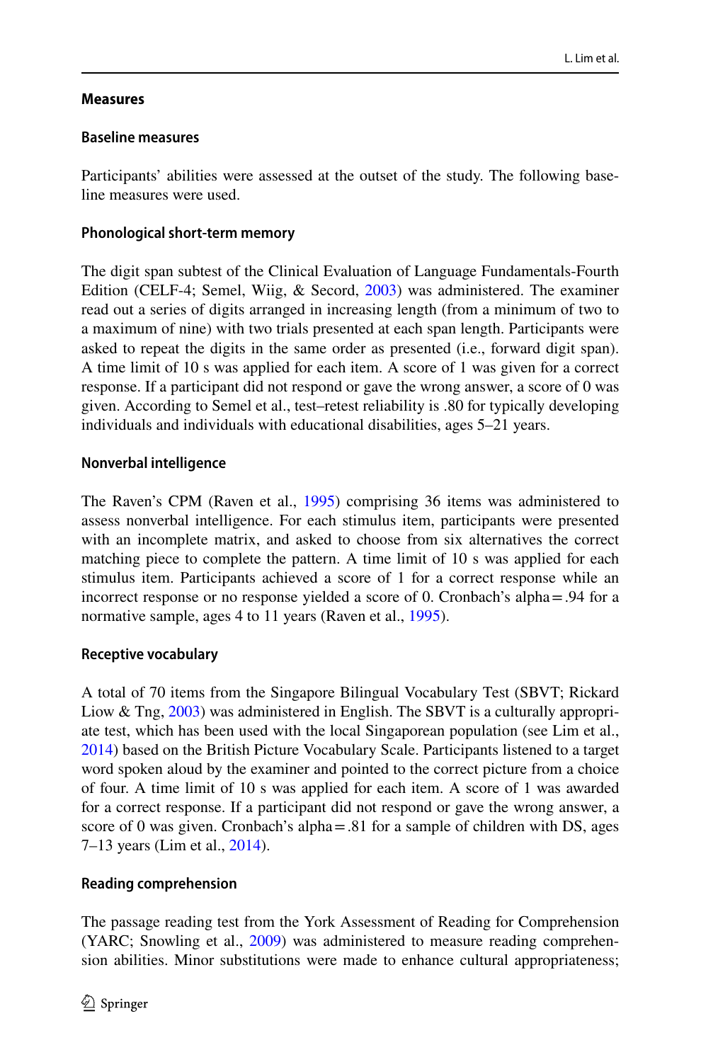## Measures

### Baseline measures

Participants' abilities were assessed at the outset of the study. The following baseline measures were used.

#### Phonological short-term memory

The digit span subtest of the Clinical Evaluation of Language Fundamentals-Fourth Edition (CELF-4; Semel, Wiig, & Secord, 2003) was administered. The examiner read out a series of digits arranged in increasing length (from a minimum of two to a maximum of nine) with two trials presented at each span length. Participants were asked to repeat the digits in the same order as presented (i.e., forward digit span). A time limit of 10 s was applied for each item. A score of 1 was given for a correct response. If a participant did not respond or gave the wrong answer, a score of 0 was given. According to Semel et al., test–retest reliability is .80 for typically developing individuals and individuals with educational disabilities, ages 5–21 years.

#### Nonverbal intelligence

The Raven's CPM (Raven et al., 1995) comprising 36 items was administered to assess nonverbal intelligence. For each stimulus item, participants were presented with an incomplete matrix, and asked to choose from six alternatives the correct matching piece to complete the pattern. A time limit of 10 s was applied for each stimulus item. Participants achieved a score of 1 for a correct response while an incorrect response or no response yielded a score of 0. Cronbach's alpha = .94 for a normative sample, ages 4 to 11 years (Raven et al., 1995).

#### Receptive vocabulary

A total of 70 items from the Singapore Bilingual Vocabulary Test (SBVT; Rickard Liow & Tng, 2003) was administered in English. The SBVT is a culturally appropriate test, which has been used with the local Singaporean population (see Lim et al., 2014) based on the British Picture Vocabulary Scale. Participants listened to a target word spoken aloud by the examiner and pointed to the correct picture from a choice of four. A time limit of 10 s was applied for each item. A score of 1 was awarded for a correct response. If a participant did not respond or gave the wrong answer, a score of 0 was given. Cronbach's alpha = .81 for a sample of children with DS, ages 7–13 years (Lim et al., 2014).

#### Reading comprehension

The passage reading test from the York Assessment of Reading for Comprehension (YARC; Snowling et al., 2009) was administered to measure reading comprehension abilities. Minor substitutions were made to enhance cultural appropriateness;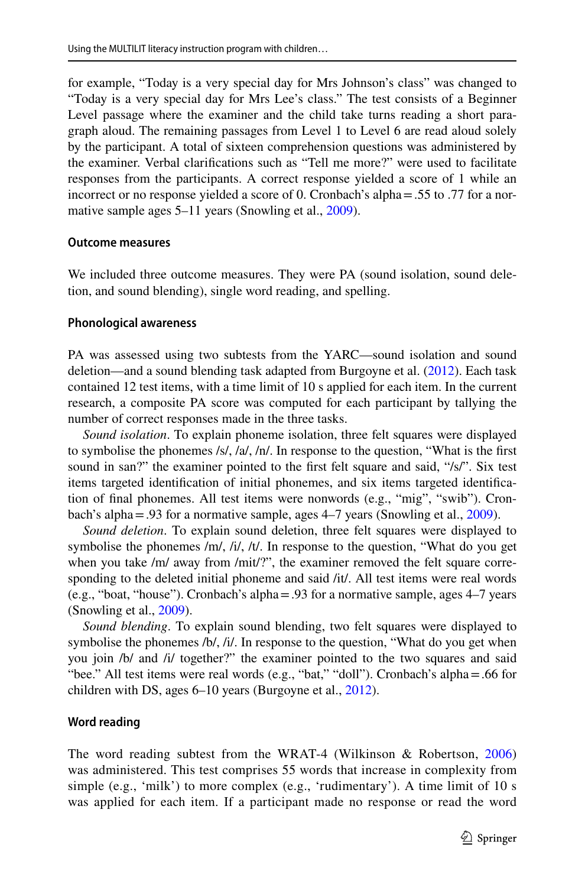for example, “Today is a very special day for Mrs Johnson’s class” was changed to “Today is a very special day for Mrs Lee’s class.” The test consists of a Beginner Level passage where the examiner and the child take turns reading a short paragraph aloud. The remaining passages from Level 1 to Level 6 are read aloud solely by the participant. A total of sixteen comprehension questions was administered by the examiner. Verbal clarifications such as “Tell me more?” were used to facilitate responses from the participants. A correct response yielded a score of 1 while an incorrect or no response yielded a score of 0. Cronbach’s alpha = .55 to .77 for a normative sample ages 5–11 years (Snowling et al., 2009).

### Outcome measures

We included three outcome measures. They were PA (sound isolation, sound deletion, and sound blending), single word reading, and spelling.

### Phonological awareness

PA was assessed using two subtests from the YARC—sound isolation and sound deletion—and a sound blending task adapted from Burgoyne et al. (2012). Each task contained 12 test items, with a time limit of 10 s applied for each item. In the current research, a composite PA score was computed for each participant by tallying the number of correct responses made in the three tasks.

*Sound isolation*. To explain phoneme isolation, three felt squares were displayed to symbolise the phonemes /s/, /a/, /n/. In response to the question, “What is the first sound in san?” the examiner pointed to the first felt square and said, “/s/”. Six test items targeted identification of initial phonemes, and six items targeted identification of final phonemes. All test items were nonwords (e.g., “mig”, “swib”). Cronbach’s alpha = .93 for a normative sample, ages 4–7 years (Snowling et al., 2009).

*Sound deletion*. To explain sound deletion, three felt squares were displayed to symbolise the phonemes /m/, /i/, /t/. In response to the question, “What do you get when you take /m/ away from /mit/?”, the examiner removed the felt square corresponding to the deleted initial phoneme and said /it/. All test items were real words (e.g., “boat, “house”). Cronbach’s alpha = .93 for a normative sample, ages 4–7 years (Snowling et al., 2009).

*Sound blending*. To explain sound blending, two felt squares were displayed to symbolise the phonemes /b/, /i/. In response to the question, “What do you get when you join /b/ and /i/ together?” the examiner pointed to the two squares and said “bee.” All test items were real words (e.g., “bat,” “doll”). Cronbach’s alpha = .66 for children with DS, ages 6–10 years (Burgoyne et al., 2012).

### Word reading

The word reading subtest from the WRAT-4 (Wilkinson & Robertson, 2006) was administered. This test comprises 55 words that increase in complexity from simple (e.g., ‘milk’) to more complex (e.g., ‘rudimentary’). A time limit of 10 s was applied for each item. If a participant made no response or read the word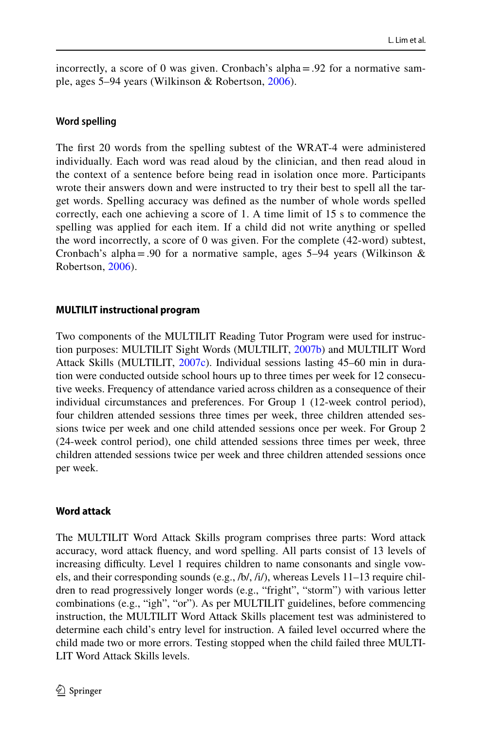incorrectly, a score of 0 was given. Cronbach's alpha = .92 for a normative sample, ages 5–94 years (Wilkinson & Robertson, 2006).

#### Word spelling

The first 20 words from the spelling subtest of the WRAT-4 were administered individually. Each word was read aloud by the clinician, and then read aloud in the context of a sentence before being read in isolation once more. Participants wrote their answers down and were instructed to try their best to spell all the target words. Spelling accuracy was defined as the number of whole words spelled correctly, each one achieving a score of 1. A time limit of 15 s to commence the spelling was applied for each item. If a child did not write anything or spelled the word incorrectly, a score of 0 was given. For the complete (42-word) subtest, Cronbach's alpha = .90 for a normative sample, ages 5–94 years (Wilkinson & Robertson, 2006).

### MULTILIT instructional program

Two components of the MULTILIT Reading Tutor Program were used for instruction purposes: MULTILIT Sight Words (MULTILIT, 2007b) and MULTILIT Word Attack Skills (MULTILIT, 2007c). Individual sessions lasting 45–60 min in duration were conducted outside school hours up to three times per week for 12 consecutive weeks. Frequency of attendance varied across children as a consequence of their individual circumstances and preferences. For Group 1 (12-week control period), four children attended sessions three times per week, three children attended sessions twice per week and one child attended sessions once per week. For Group 2 (24-week control period), one child attended sessions three times per week, three children attended sessions twice per week and three children attended sessions once per week.

#### Word attack

The MULTILIT Word Attack Skills program comprises three parts: Word attack accuracy, word attack fluency, and word spelling. All parts consist of 13 levels of increasing difficulty. Level 1 requires children to name consonants and single vowels, and their corresponding sounds (e.g., /b/, /i/), whereas Levels 11–13 require children to read progressively longer words (e.g., "fright", "storm") with various letter combinations (e.g., "igh", "or"). As per MULTILIT guidelines, before commencing instruction, the MULTILIT Word Attack Skills placement test was administered to determine each child's entry level for instruction. A failed level occurred where the child made two or more errors. Testing stopped when the child failed three MULTILIT Word Attack Skills levels.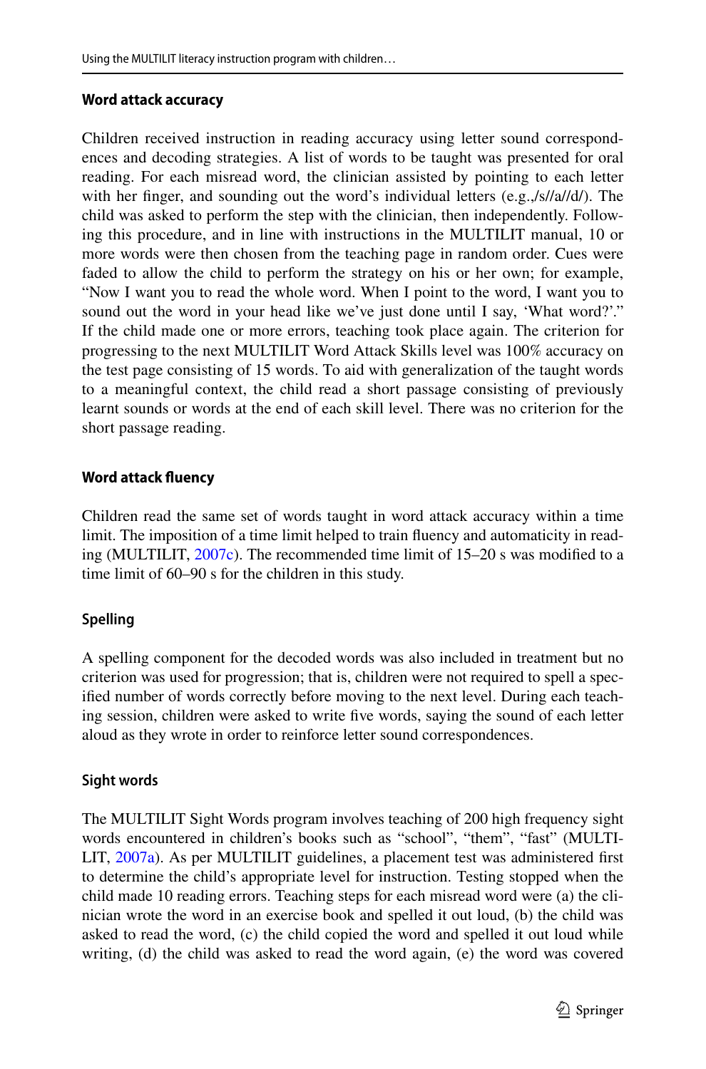### Word attack accuracy

Children received instruction in reading accuracy using letter sound correspondences and decoding strategies. A list of words to be taught was presented for oral reading. For each misread word, the clinician assisted by pointing to each letter with her finger, and sounding out the word's individual letters (e.g.,/s//a//d/). The child was asked to perform the step with the clinician, then independently. Following this procedure, and in line with instructions in the MULTILIT manual, 10 or more words were then chosen from the teaching page in random order. Cues were faded to allow the child to perform the strategy on his or her own; for example, "Now I want you to read the whole word. When I point to the word, I want you to sound out the word in your head like we've just done until I say, 'What word?'." If the child made one or more errors, teaching took place again. The criterion for progressing to the next MULTILIT Word Attack Skills level was 100% accuracy on the test page consisting of 15 words. To aid with generalization of the taught words to a meaningful context, the child read a short passage consisting of previously learnt sounds or words at the end of each skill level. There was no criterion for the short passage reading.

### Word attack fluency

Children read the same set of words taught in word attack accuracy within a time limit. The imposition of a time limit helped to train fluency and automaticity in reading (MULTILIT, 2007c). The recommended time limit of 15–20 s was modified to a time limit of 60–90 s for the children in this study.

### Spelling

A spelling component for the decoded words was also included in treatment but no criterion was used for progression; that is, children were not required to spell a specified number of words correctly before moving to the next level. During each teaching session, children were asked to write five words, saying the sound of each letter aloud as they wrote in order to reinforce letter sound correspondences.

### Sight words

The MULTILIT Sight Words program involves teaching of 200 high frequency sight words encountered in children's books such as "school", "them", "fast" (MULTILIT, 2007a). As per MULTILIT guidelines, a placement test was administered first to determine the child's appropriate level for instruction. Testing stopped when the child made 10 reading errors. Teaching steps for each misread word were (a) the clinician wrote the word in an exercise book and spelled it out loud, (b) the child was asked to read the word, (c) the child copied the word and spelled it out loud while writing, (d) the child was asked to read the word again, (e) the word was covered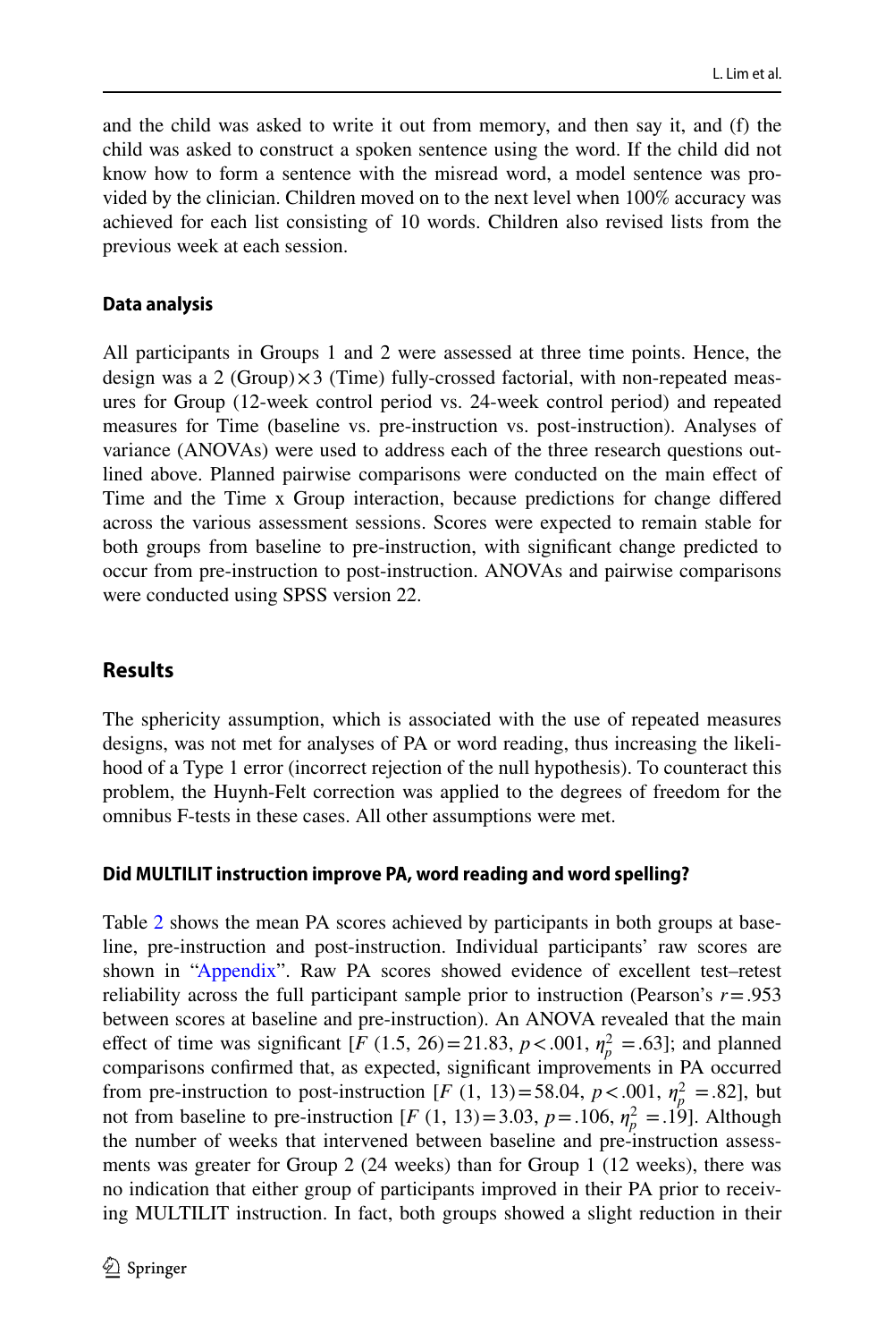and the child was asked to write it out from memory, and then say it, and (f) the child was asked to construct a spoken sentence using the word. If the child did not know how to form a sentence with the misread word, a model sentence was provided by the clinician. Children moved on to the next level when 100% accuracy was achieved for each list consisting of 10 words. Children also revised lists from the previous week at each session.

### Data analysis

All participants in Groups 1 and 2 were assessed at three time points. Hence, the design was a 2 (Group) × 3 (Time) fully-crossed factorial, with non-repeated measures for Group (12-week control period vs. 24-week control period) and repeated measures for Time (baseline vs. pre-instruction vs. post-instruction). Analyses of variance (ANOVAs) were used to address each of the three research questions outlined above. Planned pairwise comparisons were conducted on the main effect of Time and the Time x Group interaction, because predictions for change differed across the various assessment sessions. Scores were expected to remain stable for both groups from baseline to pre-instruction, with significant change predicted to occur from pre-instruction to post-instruction. ANOVAs and pairwise comparisons were conducted using SPSS version 22.

## Results

The sphericity assumption, which is associated with the use of repeated measures designs, was not met for analyses of PA or word reading, thus increasing the likelihood of a Type 1 error (incorrect rejection of the null hypothesis). To counteract this problem, the Huynh-Felt correction was applied to the degrees of freedom for the omnibus F-tests in these cases. All other assumptions were met.

### Did MULTILIT instruction improve PA, word reading and word spelling?

Table 2 shows the mean PA scores achieved by participants in both groups at baseline, pre-instruction and post-instruction. Individual participants' raw scores are shown in "Appendix". Raw PA scores showed evidence of excellent test–retest reliability across the full participant sample prior to instruction (Pearson's $r = .953$ between scores at baseline and pre-instruction). An ANOVA revealed that the main effect of time was significant [$F$ (1.5, 26) = 21.83, $p < .001$, $\eta_p^2 = .63$]; and planned comparisons confirmed that, as expected, significant improvements in PA occurred from pre-instruction to post-instruction [$F$ (1, 13) = 58.04, $p < .001$, $\eta_p^2 = .82$], but not from baseline to pre-instruction [$F$ (1, 13) = 3.03, $p = .106$, $\eta_p^2 = .19$]. Although the number of weeks that intervened between baseline and pre-instruction assessments was greater for Group 2 (24 weeks) than for Group 1 (12 weeks), there was no indication that either group of participants improved in their PA prior to receiving MULTILIT instruction. In fact, both groups showed a slight reduction in their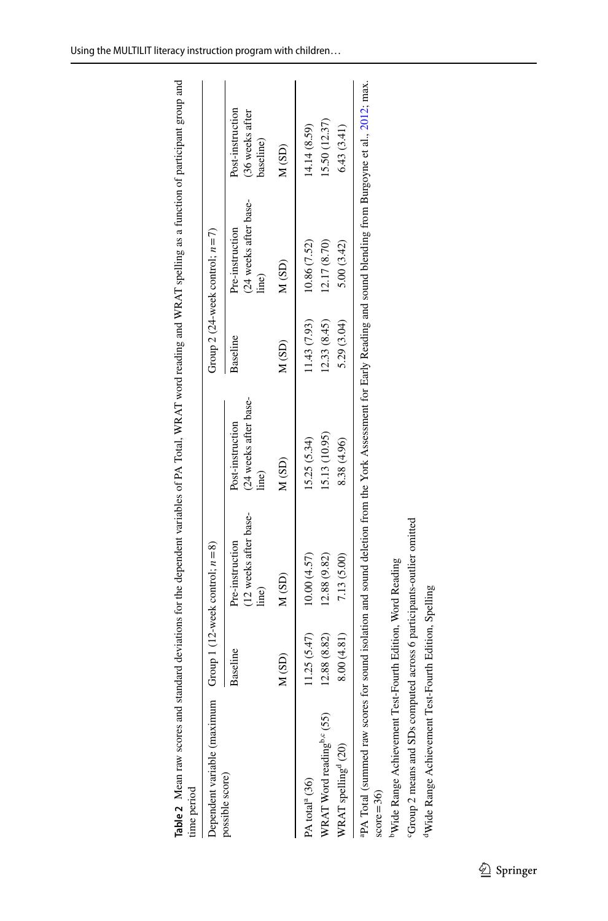**Table 2** Mean raw scores and standard deviations for the dependent variables of PA Total, WRAT word reading and WRAT spelling as a function of participant group and time period

| Dependent variable (maximum possible score) | Group 1 (12-week control; $n = 8$) | | | Group 2 (24-week control; $n = 7$) | | |
|---|---|---|---|---|---|---|
| | Baseline | Pre-instruction (12 weeks after baseline) | Post-instruction (24 weeks after baseline) | Baseline | Pre-instruction (24 weeks after baseline) | Post-instruction (36 weeks after baseline) |
| | M (SD) | M (SD) | M (SD) | M (SD) | M (SD) | M (SD) |
| PA total[a] (36) | 11.25 (5.47) | 10.00 (4.57) | 15.25 (5.34) | 11.43 (7.93) | 10.86 (7.52) | 14.14 (8.59) |
| WRAT Word reading[b,c] (55) | 12.88 (8.82) | 12.88 (9.82) | 15.13 (10.95) | 12.33 (8.45) | 12.17 (8.70) | 15.50 (12.37) |
| WRAT spelling[d] (20) | 8.00 (4.81) | 7.13 (5.00) | 8.38 (4.96) | 5.29 (3.04) | 5.00 (3.42) | 6.43 (3.41) |

[a]PA Total (summed raw scores for sound isolation and sound deletion from the York Assessment for Early Reading and sound blending from Burgoyne et al., 2012; max. score = 36)

[b]Wide Range Achievement Test-Fourth Edition, Word Reading

[c]Group 2 means and SDs computed across 6 participants-outlier omitted

[d]Wide Range Achievement Test-Fourth Edition, Spelling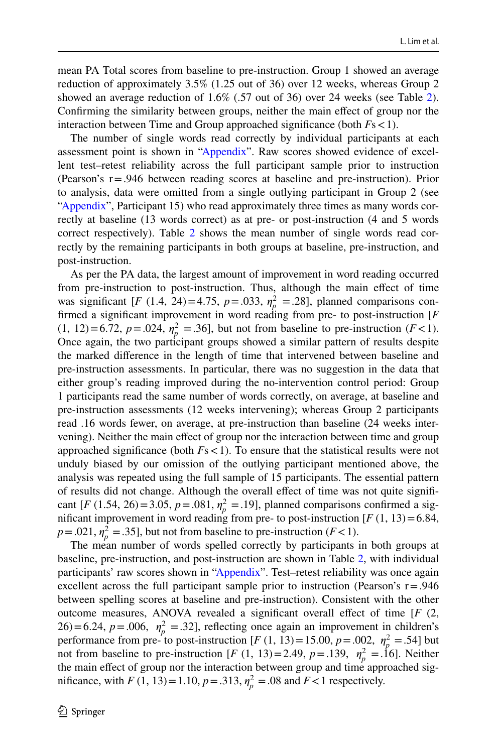mean PA Total scores from baseline to pre-instruction. Group 1 showed an average reduction of approximately 3.5% (1.25 out of 36) over 12 weeks, whereas Group 2 showed an average reduction of 1.6% (.57 out of 36) over 24 weeks (see Table 2). Confirming the similarity between groups, neither the main effect of group nor the interaction between Time and Group approached significance (both $F\text{s} < 1$).

The number of single words read correctly by individual participants at each assessment point is shown in "Appendix". Raw scores showed evidence of excellent test–retest reliability across the full participant sample prior to instruction (Pearson's r = .946 between reading scores at baseline and pre-instruction). Prior to analysis, data were omitted from a single outlying participant in Group 2 (see "Appendix", Participant 15) who read approximately three times as many words correctly at baseline (13 words correct) as at pre- or post-instruction (4 and 5 words correct respectively). Table 2 shows the mean number of single words read correctly by the remaining participants in both groups at baseline, pre-instruction, and post-instruction.

As per the PA data, the largest amount of improvement in word reading occurred from pre-instruction to post-instruction. Thus, although the main effect of time was significant [$F$ (1.4, 24) = 4.75, $p = .033$, $\eta_p^2 = .28$], planned comparisons confirmed a significant improvement in word reading from pre- to post-instruction [$F$ (1, 12) = 6.72, $p = .024$, $\eta_p^2 = .36$], but not from baseline to pre-instruction ($F < 1$). Once again, the two participant groups showed a similar pattern of results despite the marked difference in the length of time that intervened between baseline and pre-instruction assessments. In particular, there was no suggestion in the data that either group's reading improved during the no-intervention control period: Group 1 participants read the same number of words correctly, on average, at baseline and pre-instruction assessments (12 weeks intervening); whereas Group 2 participants read .16 words fewer, on average, at pre-instruction than baseline (24 weeks intervening). Neither the main effect of group nor the interaction between time and group approached significance (both $F\text{s} < 1$). To ensure that the statistical results were not unduly biased by our omission of the outlying participant mentioned above, the analysis was repeated using the full sample of 15 participants. The essential pattern of results did not change. Although the overall effect of time was not quite significant [$F$ (1.54, 26) = 3.05, $p = .081$, $\eta_p^2 = .19$], planned comparisons confirmed a significant improvement in word reading from pre- to post-instruction [$F$ (1, 13) = 6.84, $p = .021$, $\eta_p^2 = .35$], but not from baseline to pre-instruction ($F < 1$).

The mean number of words spelled correctly by participants in both groups at baseline, pre-instruction, and post-instruction are shown in Table 2, with individual participants' raw scores shown in "Appendix". Test–retest reliability was once again excellent across the full participant sample prior to instruction (Pearson's r = .946 between spelling scores at baseline and pre-instruction). Consistent with the other outcome measures, ANOVA revealed a significant overall effect of time [$F$ (2, 26) = 6.24, $p = .006$, $\eta_p^2 = .32$], reflecting once again an improvement in children's performance from pre- to post-instruction [$F$ (1, 13) = 15.00, $p = .002$, $\eta_p^2 = .54$] but not from baseline to pre-instruction [$F$ (1, 13) = 2.49, $p = .139$, $\eta_p^2 = .16$]. Neither the main effect of group nor the interaction between group and time approached significance, with $F$ (1, 13) = 1.10, $p = .313$, $\eta_p^2 = .08$ and $F < 1$ respectively.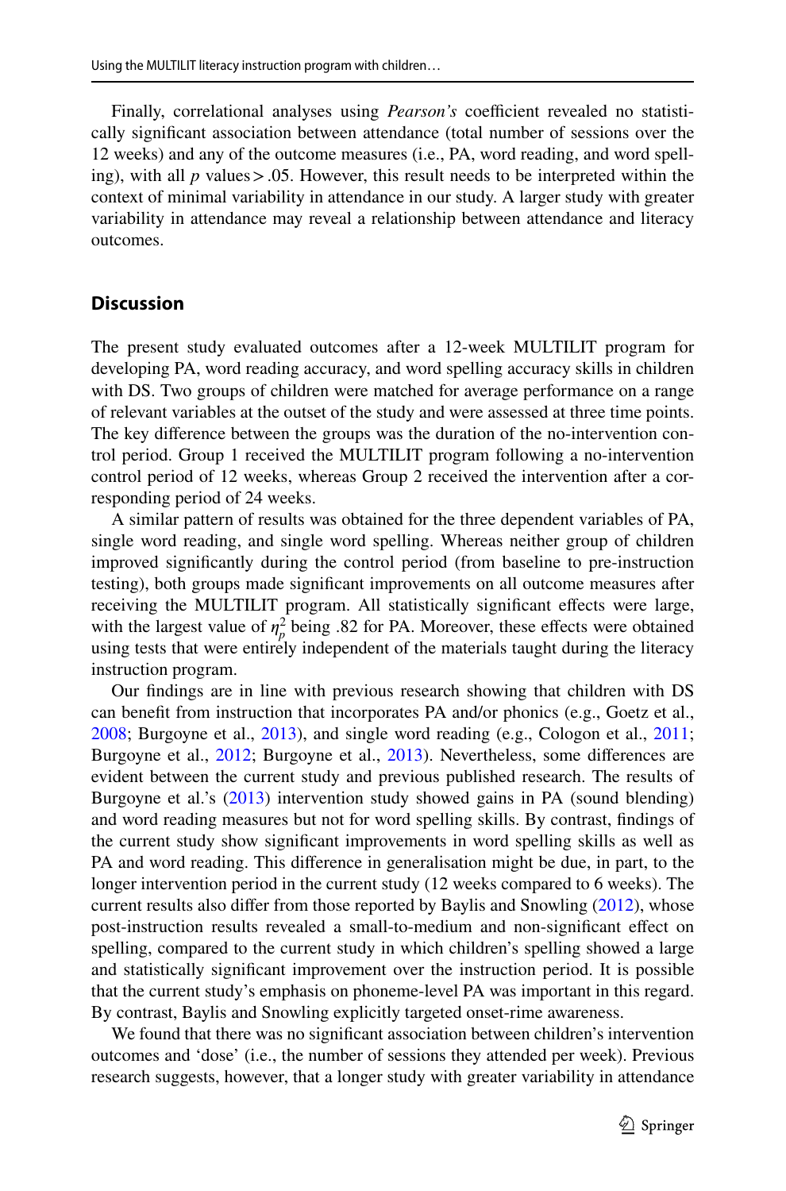Finally, correlational analyses using *Pearson's* coefficient revealed no statistically significant association between attendance (total number of sessions over the 12 weeks) and any of the outcome measures (i.e., PA, word reading, and word spelling), with all $p$ values > .05. However, this result needs to be interpreted within the context of minimal variability in attendance in our study. A larger study with greater variability in attendance may reveal a relationship between attendance and literacy outcomes.

## Discussion

The present study evaluated outcomes after a 12-week MULTILIT program for developing PA, word reading accuracy, and word spelling accuracy skills in children with DS. Two groups of children were matched for average performance on a range of relevant variables at the outset of the study and were assessed at three time points. The key difference between the groups was the duration of the no-intervention control period. Group 1 received the MULTILIT program following a no-intervention control period of 12 weeks, whereas Group 2 received the intervention after a corresponding period of 24 weeks.

A similar pattern of results was obtained for the three dependent variables of PA, single word reading, and single word spelling. Whereas neither group of children improved significantly during the control period (from baseline to pre-instruction testing), both groups made significant improvements on all outcome measures after receiving the MULTILIT program. All statistically significant effects were large, with the largest value of $\eta_p^2$ being .82 for PA. Moreover, these effects were obtained using tests that were entirely independent of the materials taught during the literacy instruction program.

Our findings are in line with previous research showing that children with DS can benefit from instruction that incorporates PA and/or phonics (e.g., Goetz et al., 2008; Burgoyne et al., 2013), and single word reading (e.g., Cologon et al., 2011; Burgoyne et al., 2012; Burgoyne et al., 2013). Nevertheless, some differences are evident between the current study and previous published research. The results of Burgoyne et al.'s (2013) intervention study showed gains in PA (sound blending) and word reading measures but not for word spelling skills. By contrast, findings of the current study show significant improvements in word spelling skills as well as PA and word reading. This difference in generalisation might be due, in part, to the longer intervention period in the current study (12 weeks compared to 6 weeks). The current results also differ from those reported by Baylis and Snowling (2012), whose post-instruction results revealed a small-to-medium and non-significant effect on spelling, compared to the current study in which children's spelling showed a large and statistically significant improvement over the instruction period. It is possible that the current study's emphasis on phoneme-level PA was important in this regard. By contrast, Baylis and Snowling explicitly targeted onset-rime awareness.

We found that there was no significant association between children's intervention outcomes and 'dose' (i.e., the number of sessions they attended per week). Previous research suggests, however, that a longer study with greater variability in attendance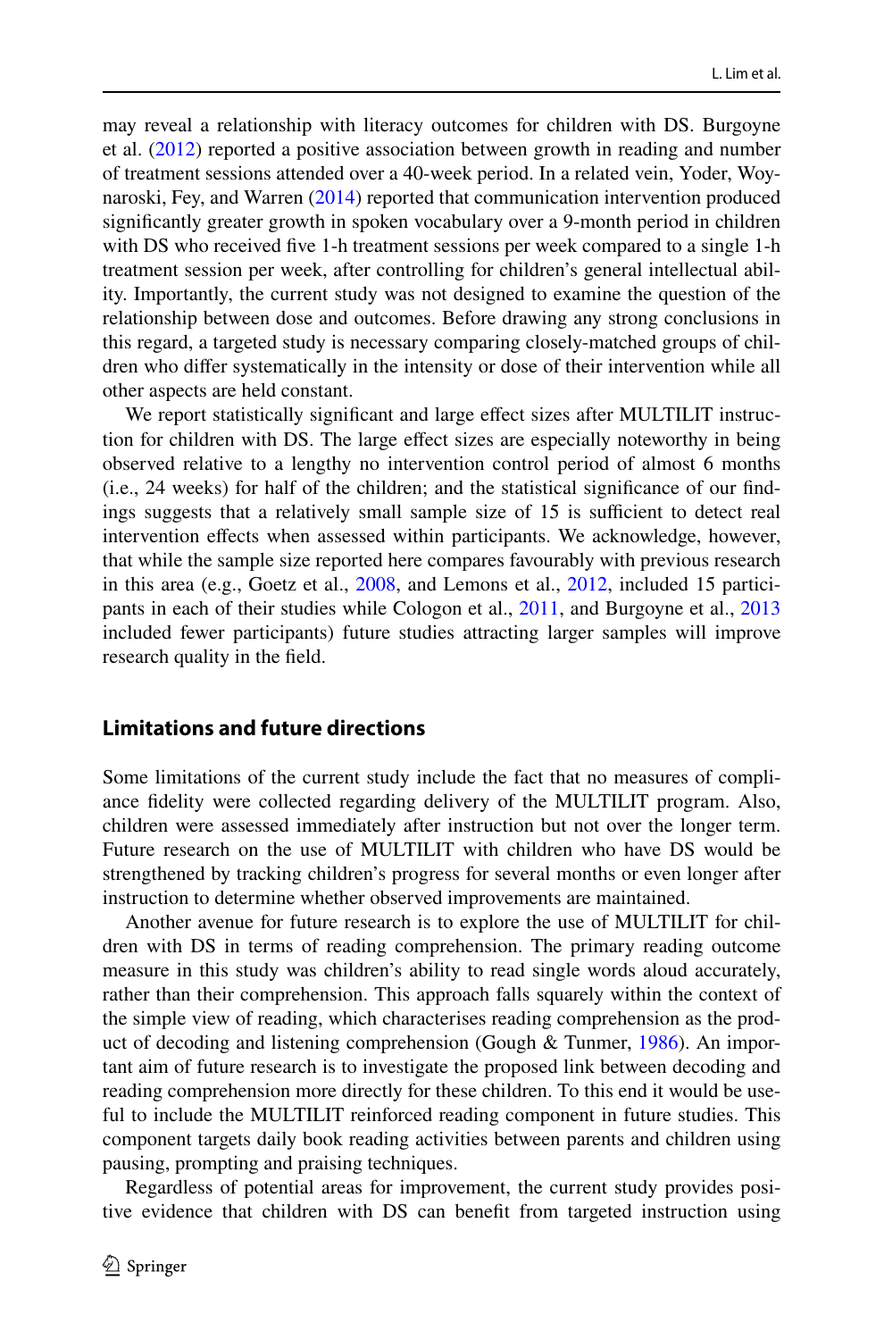may reveal a relationship with literacy outcomes for children with DS. Burgoyne et al. (2012) reported a positive association between growth in reading and number of treatment sessions attended over a 40-week period. In a related vein, Yoder, Woynaroski, Fey, and Warren (2014) reported that communication intervention produced significantly greater growth in spoken vocabulary over a 9-month period in children with DS who received five 1-h treatment sessions per week compared to a single 1-h treatment session per week, after controlling for children's general intellectual ability. Importantly, the current study was not designed to examine the question of the relationship between dose and outcomes. Before drawing any strong conclusions in this regard, a targeted study is necessary comparing closely-matched groups of children who differ systematically in the intensity or dose of their intervention while all other aspects are held constant.

We report statistically significant and large effect sizes after MULTILIT instruction for children with DS. The large effect sizes are especially noteworthy in being observed relative to a lengthy no intervention control period of almost 6 months (i.e., 24 weeks) for half of the children; and the statistical significance of our findings suggests that a relatively small sample size of 15 is sufficient to detect real intervention effects when assessed within participants. We acknowledge, however, that while the sample size reported here compares favourably with previous research in this area (e.g., Goetz et al., 2008, and Lemons et al., 2012, included 15 participants in each of their studies while Cologon et al., 2011, and Burgoyne et al., 2013 included fewer participants) future studies attracting larger samples will improve research quality in the field.

## Limitations and future directions

Some limitations of the current study include the fact that no measures of compliance fidelity were collected regarding delivery of the MULTILIT program. Also, children were assessed immediately after instruction but not over the longer term. Future research on the use of MULTILIT with children who have DS would be strengthened by tracking children's progress for several months or even longer after instruction to determine whether observed improvements are maintained.

Another avenue for future research is to explore the use of MULTILIT for children with DS in terms of reading comprehension. The primary reading outcome measure in this study was children's ability to read single words aloud accurately, rather than their comprehension. This approach falls squarely within the context of the simple view of reading, which characterises reading comprehension as the product of decoding and listening comprehension (Gough & Tunmer, 1986). An important aim of future research is to investigate the proposed link between decoding and reading comprehension more directly for these children. To this end it would be useful to include the MULTILIT reinforced reading component in future studies. This component targets daily book reading activities between parents and children using pausing, prompting and praising techniques.

Regardless of potential areas for improvement, the current study provides positive evidence that children with DS can benefit from targeted instruction using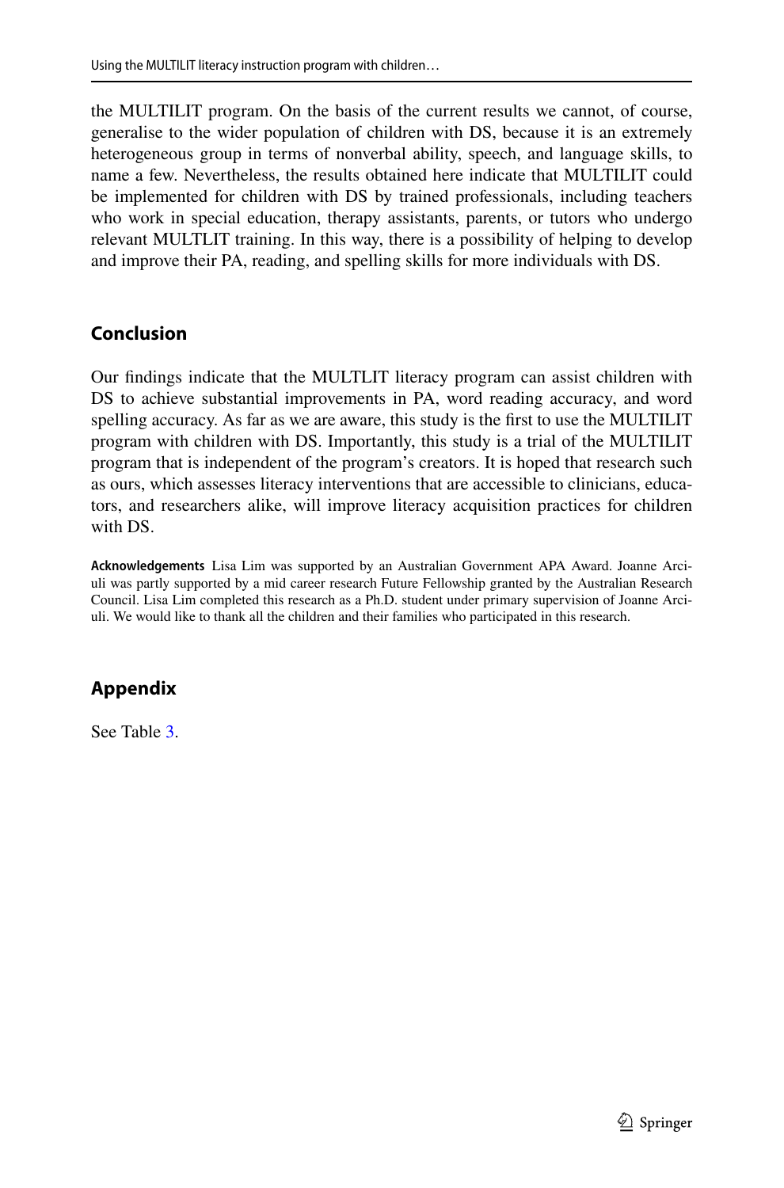the MULTILIT program. On the basis of the current results we cannot, of course, generalise to the wider population of children with DS, because it is an extremely heterogeneous group in terms of nonverbal ability, speech, and language skills, to name a few. Nevertheless, the results obtained here indicate that MULTILIT could be implemented for children with DS by trained professionals, including teachers who work in special education, therapy assistants, parents, or tutors who undergo relevant MULTLIT training. In this way, there is a possibility of helping to develop and improve their PA, reading, and spelling skills for more individuals with DS.

## Conclusion

Our findings indicate that the MULTLIT literacy program can assist children with DS to achieve substantial improvements in PA, word reading accuracy, and word spelling accuracy. As far as we are aware, this study is the first to use the MULTILIT program with children with DS. Importantly, this study is a trial of the MULTILIT program that is independent of the program's creators. It is hoped that research such as ours, which assesses literacy interventions that are accessible to clinicians, educators, and researchers alike, will improve literacy acquisition practices for children with DS.

**Acknowledgements** Lisa Lim was supported by an Australian Government APA Award. Joanne Arciuli was partly supported by a mid career research Future Fellowship granted by the Australian Research Council. Lisa Lim completed this research as a Ph.D. student under primary supervision of Joanne Arciuli. We would like to thank all the children and their families who participated in this research.

## Appendix

See Table 3.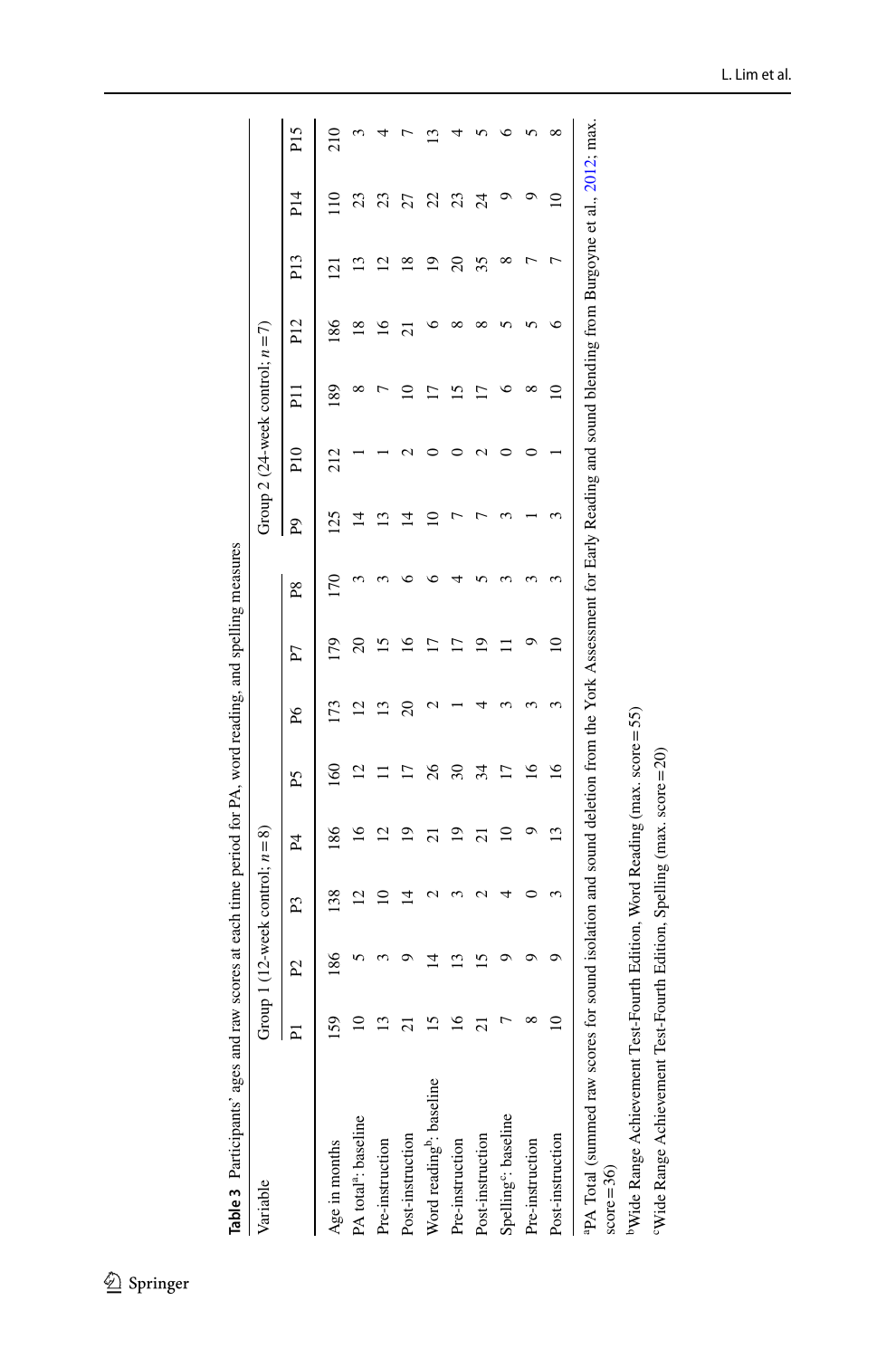**Table 3** Participants' ages and raw scores at each time period for PA, word reading, and spelling measures

| Variable | Group 1 (12-week control; $n=8$) | | | | | | | | Group 2 (24-week control; $n=7$) | | | | | | |
|---|---|---|---|---|---|---|---|---|---|---|---|---|---|---|---|
| | P1 | P2 | P3 | P4 | P5 | P6 | P7 | P8 | P9 | P10 | P11 | P12 | P13 | P14 | P15 |
| Age in months | 159 | 186 | 138 | 186 | 160 | 173 | 179 | 170 | 125 | 212 | 189 | 186 | 121 | 110 | 210 |
| PA total[a]: baseline | 10 | 5 | 12 | 16 | 12 | 12 | 20 | 3 | 14 | 1 | 8 | 18 | 13 | 23 | 3 |
| Pre-instruction | 13 | 3 | 10 | 12 | 11 | 13 | 15 | 3 | 13 | 1 | 7 | 16 | 12 | 23 | 4 |
| Post-instruction | 21 | 9 | 14 | 19 | 17 | 20 | 16 | 6 | 14 | 2 | 10 | 21 | 18 | 27 | 7 |
| Word reading[b]: baseline | 15 | 14 | 2 | 21 | 26 | 2 | 17 | 6 | 10 | 0 | 17 | 6 | 19 | 22 | 13 |
| Pre-instruction | 16 | 13 | 3 | 19 | 30 | 1 | 17 | 4 | 7 | 0 | 15 | 8 | 20 | 23 | 4 |
| Post-instruction | 21 | 15 | 2 | 21 | 34 | 4 | 19 | 5 | 7 | 2 | 17 | 8 | 35 | 24 | 5 |
| Spelling[c]: baseline | 7 | 9 | 4 | 10 | 17 | 3 | 11 | 3 | 3 | 0 | 6 | 5 | 8 | 9 | 6 |
| Pre-instruction | 8 | 9 | 0 | 9 | 16 | 3 | 9 | 3 | 1 | 0 | 8 | 5 | 7 | 9 | 5 |
| Post-instruction | 10 | 9 | 3 | 13 | 16 | 3 | 10 | 3 | 3 | 1 | 10 | 6 | 7 | 10 | 8 |

[a]PA Total (summed raw scores for sound isolation and sound deletion from the York Assessment for Early Reading and sound blending from Burgoyne et al., 2012; max. score = 36)

[b]Wide Range Achievement Test-Fourth Edition, Word Reading (max. score = 55)

[c]Wide Range Achievement Test-Fourth Edition, Spelling (max. score = 20)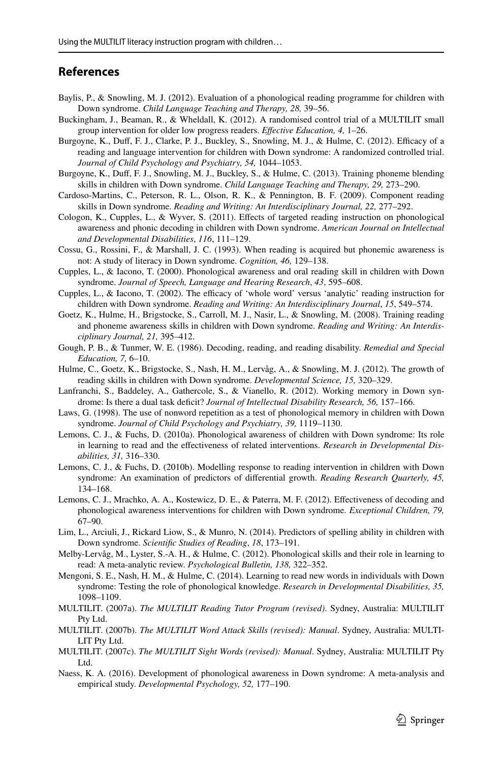## References

Baylis, P., & Snowling, M. J. (2012). Evaluation of a phonological reading programme for children with Down syndrome. *Child Language Teaching and Therapy, 28,* 39–56.

Buckingham, J., Beaman, R., & Wheldall, K. (2012). A randomised control trial of a MULTILIT small group intervention for older low progress readers. *Effective Education, 4,* 1–26.

Burgoyne, K., Duff, F. J., Clarke, P. J., Buckley, S., Snowling, M. J., & Hulme, C. (2012). Efficacy of a reading and language intervention for children with Down syndrome: A randomized controlled trial. *Journal of Child Psychology and Psychiatry, 54,* 1044–1053.

Burgoyne, K., Duff, F. J., Snowling, M. J., Buckley, S., & Hulme, C. (2013). Training phoneme blending skills in children with Down syndrome. *Child Language Teaching and Therapy, 29,* 273–290.

Cardoso-Martins, C., Peterson, R. L., Olson, R. K., & Pennington, B. F. (2009). Component reading skills in Down syndrome. *Reading and Writing: An Interdisciplinary Journal, 22,* 277–292.

Cologon, K., Cupples, L., & Wyver, S. (2011). Effects of targeted reading instruction on phonological awareness and phonic decoding in children with Down syndrome. *American Journal on Intellectual and Developmental Disabilities*, *116*, 111–129.

Cossu, G., Rossini, F., & Marshall, J. C. (1993). When reading is acquired but phonemic awareness is not: A study of literacy in Down syndrome. *Cognition, 46,* 129–138.

Cupples, L., & Iacono, T. (2000). Phonological awareness and oral reading skill in children with Down syndrome. *Journal of Speech, Language and Hearing Research*, *43*, 595–608.

Cupples, L., & Iacono, T. (2002). The efficacy of 'whole word' versus 'analytic' reading instruction for children with Down syndrome. *Reading and Writing: An Interdisciplinary Journal*, *15*, 549–574.

Goetz, K., Hulme, H., Brigstocke, S., Carroll, M. J., Nasir, L., & Snowling, M. (2008). Training reading and phoneme awareness skills in children with Down syndrome. *Reading and Writing: An Interdisciplinary Journal, 21,* 395–412.

Gough, P. B., & Tunmer, W. E. (1986). Decoding, reading, and reading disability. *Remedial and Special Education, 7,* 6–10.

Hulme, C., Goetz, K., Brigstocke, S., Nash, H. M., Lervåg, A., & Snowling, M. J. (2012). The growth of reading skills in children with Down syndrome. *Developmental Science, 15,* 320–329.

Lanfranchi, S., Baddeley, A., Gathercole, S., & Vianello, R. (2012). Working memory in Down syndrome: Is there a dual task deficit? *Journal of Intellectual Disability Research, 56,* 157–166.

Laws, G. (1998). The use of nonword repetition as a test of phonological memory in children with Down syndrome. *Journal of Child Psychology and Psychiatry, 39,* 1119–1130.

Lemons, C. J., & Fuchs, D. (2010a). Phonological awareness of children with Down syndrome: Its role in learning to read and the effectiveness of related interventions. *Research in Developmental Disabilities, 31,* 316–330.

Lemons, C. J., & Fuchs, D. (2010b). Modelling response to reading intervention in children with Down syndrome: An examination of predictors of differential growth. *Reading Research Quarterly, 45,* 134–168.

Lemons, C. J., Mrachko, A. A., Kostewicz, D. E., & Paterra, M. F. (2012). Effectiveness of decoding and phonological awareness interventions for children with Down syndrome. *Exceptional Children, 79,* 67–90.

Lim, L., Arciuli, J., Rickard Liow, S., & Munro, N. (2014). Predictors of spelling ability in children with Down syndrome. *Scientific Studies of Reading*, *18*, 173–191.

Melby-Lervåg, M., Lyster, S.-A. H., & Hulme, C. (2012). Phonological skills and their role in learning to read: A meta-analytic review. *Psychological Bulletin, 138,* 322–352.

Mengoni, S. E., Nash, H. M., & Hulme, C. (2014). Learning to read new words in individuals with Down syndrome: Testing the role of phonological knowledge. *Research in Developmental Disabilities, 35,* 1098–1109.

MULTILIT. (2007a). *The MULTILIT Reading Tutor Program (revised)*. Sydney, Australia: MULTILIT Pty Ltd.

MULTILIT. (2007b). *The MULTILIT Word Attack Skills (revised): Manual*. Sydney, Australia: MULTILIT Pty Ltd.

MULTILIT. (2007c). *The MULTILIT Sight Words (revised): Manual*. Sydney, Australia: MULTILIT Pty Ltd.

Naess, K. A. (2016). Development of phonological awareness in Down syndrome: A meta-analysis and empirical study. *Developmental Psychology, 52,* 177–190.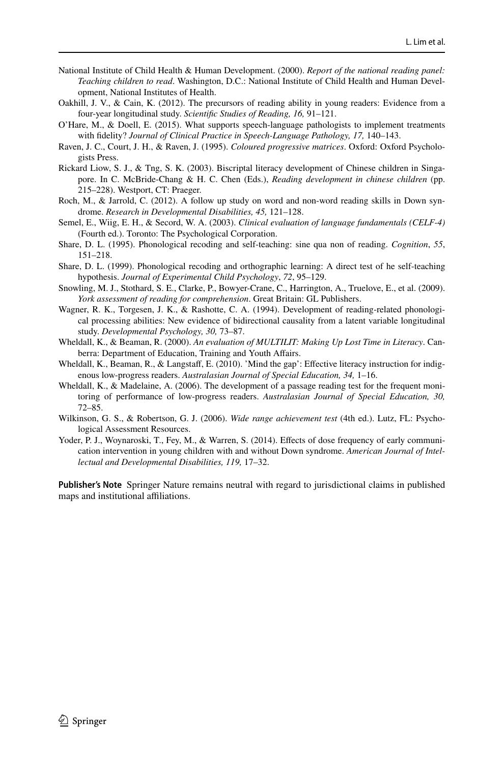National Institute of Child Health & Human Development. (2000). *Report of the national reading panel: Teaching children to read*. Washington, D.C.: National Institute of Child Health and Human Development, National Institutes of Health.

Oakhill, J. V., & Cain, K. (2012). The precursors of reading ability in young readers: Evidence from a four-year longitudinal study. *Scientific Studies of Reading, 16,* 91–121.

O'Hare, M., & Doell, E. (2015). What supports speech-language pathologists to implement treatments with fidelity? *Journal of Clinical Practice in Speech-Language Pathology, 17,* 140–143.

Raven, J. C., Court, J. H., & Raven, J. (1995). *Coloured progressive matrices*. Oxford: Oxford Psychologists Press.

Rickard Liow, S. J., & Tng, S. K. (2003). Biscriptal literacy development of Chinese children in Singapore. In C. McBride-Chang & H. C. Chen (Eds.), *Reading development in chinese children* (pp. 215–228). Westport, CT: Praeger.

Roch, M., & Jarrold, C. (2012). A follow up study on word and non-word reading skills in Down syndrome. *Research in Developmental Disabilities, 45,* 121–128.

Semel, E., Wiig, E. H., & Secord, W. A. (2003). *Clinical evaluation of language fundamentals (CELF-4)* (Fourth ed.). Toronto: The Psychological Corporation.

Share, D. L. (1995). Phonological recoding and self-teaching: sine qua non of reading. *Cognition*, *55*, 151–218.

Share, D. L. (1999). Phonological recoding and orthographic learning: A direct test of he self-teaching hypothesis. *Journal of Experimental Child Psychology*, *72*, 95–129.

Snowling, M. J., Stothard, S. E., Clarke, P., Bowyer-Crane, C., Harrington, A., Truelove, E., et al. (2009). *York assessment of reading for comprehension*. Great Britain: GL Publishers.

Wagner, R. K., Torgesen, J. K., & Rashotte, C. A. (1994). Development of reading-related phonological processing abilities: New evidence of bidirectional causality from a latent variable longitudinal study. *Developmental Psychology, 30,* 73–87.

Wheldall, K., & Beaman, R. (2000). *An evaluation of MULTILIT: Making Up Lost Time in Literacy*. Canberra: Department of Education, Training and Youth Affairs.

Wheldall, K., Beaman, R., & Langstaff, E. (2010). 'Mind the gap': Effective literacy instruction for indigenous low-progress readers. *Australasian Journal of Special Education, 34,* 1–16.

Wheldall, K., & Madelaine, A. (2006). The development of a passage reading test for the frequent monitoring of performance of low-progress readers. *Australasian Journal of Special Education, 30,* 72–85.

Wilkinson, G. S., & Robertson, G. J. (2006). *Wide range achievement test* (4th ed.). Lutz, FL: Psychological Assessment Resources.

Yoder, P. J., Woynaroski, T., Fey, M., & Warren, S. (2014). Effects of dose frequency of early communication intervention in young children with and without Down syndrome. *American Journal of Intellectual and Developmental Disabilities, 119,* 17–32.

**Publisher's Note** Springer Nature remains neutral with regard to jurisdictional claims in published maps and institutional affiliations.